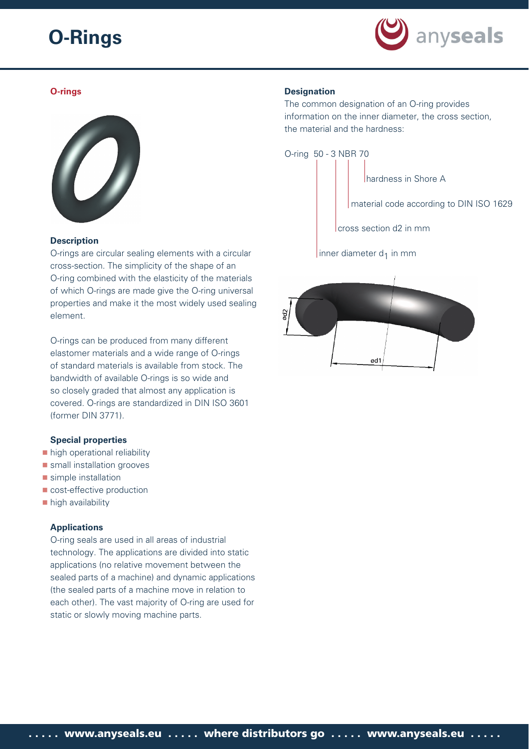# O-Rings

## O-rings

### Description

O-rings are circular sealing elements with a circular cross-section. The simplicity of the shape of an O-ring combined with the elasticity of the materials of which O-rings are made give the O-ring universal properties and make it the most widely used sealing element.

O-rings can be produced from many different elastomer materials and a wide range of O-rings of standard materials is available from stock. The bandwidth of available O-rings is so wide and so closely graded that almost any application is covered. O-rings are standardized in DIN ISO 3601 (former DIN 3771).

### Special properties

- high operational reliability
- small installation grooves
- simple installation
- cost-effective production
- high availability

### Applications

O-ring seals are used in all areas of industrial technology. The applications are divided into static applications (no relative movement between the sealed parts of a machine) and dynamic applications (the sealed parts of a machine move in relation to each other). The vast majority of O-ring are used for static or slowly moving machine parts.

### Designation

The common designation of an O-ring provides information on the inner diameter, the cross section, the material and the hardness:

O-ring 50 - 3 NBR 70

- hardness in Shore A
- material code according to DIN ISO 1629
- cross section d2 in mm
- inner diameter $d_1$ in mm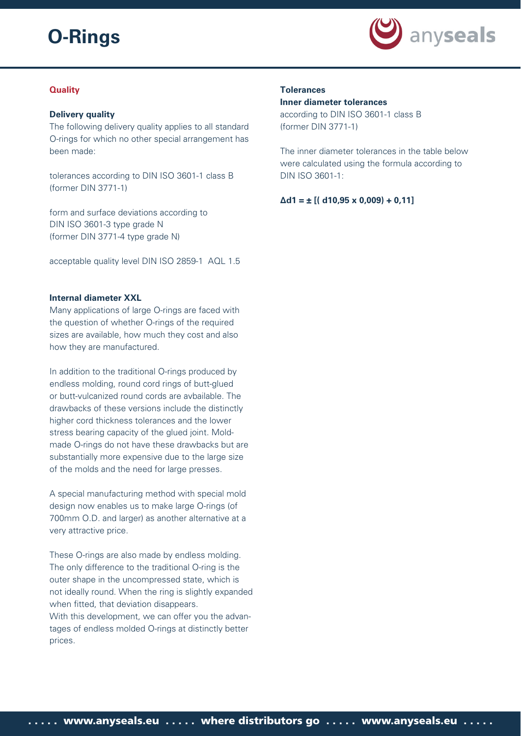# O-Rings

## Quality

**Delivery quality**

The following delivery quality applies to all standard O-rings for which no other special arrangement has been made:

tolerances according to DIN ISO 3601-1 class B (former DIN 3771-1)

form and surface deviations according to DIN ISO 3601-3 type grade N (former DIN 3771-4 type grade N)

acceptable quality level DIN ISO 2859-1 AQL 1.5

**Internal diameter XXL**

Many applications of large O-rings are faced with the question of whether O-rings of the required sizes are available, how much they cost and also how they are manufactured.

In addition to the traditional O-rings produced by endless molding, round cord rings of butt-glued or butt-vulcanized round cords are avbailable. The drawbacks of these versions include the distinctly higher cord thickness tolerances and the lower stress bearing capacity of the glued joint. Mold-made O-rings do not have these drawbacks but are substantially more expensive due to the large size of the molds and the need for large presses.

A special manufacturing method with special mold design now enables us to make large O-rings (of 700mm O.D. and larger) as another alternative at a very attractive price.

These O-rings are also made by endless molding. The only difference to the traditional O-ring is the outer shape in the uncompressed state, which is not ideally round. When the ring is slightly expanded when fitted, that deviation disappears.
With this development, we can offer you the advantages of endless molded O-rings at distinctly better prices.

**Tolerances**

**Inner diameter tolerances**

according to DIN ISO 3601-1 class B (former DIN 3771-1)

The inner diameter tolerances in the table below were calculated using the formula according to DIN ISO 3601-1:

$$\Delta d1 = \pm [( d1^{0,95} \times 0,009) + 0,11]$$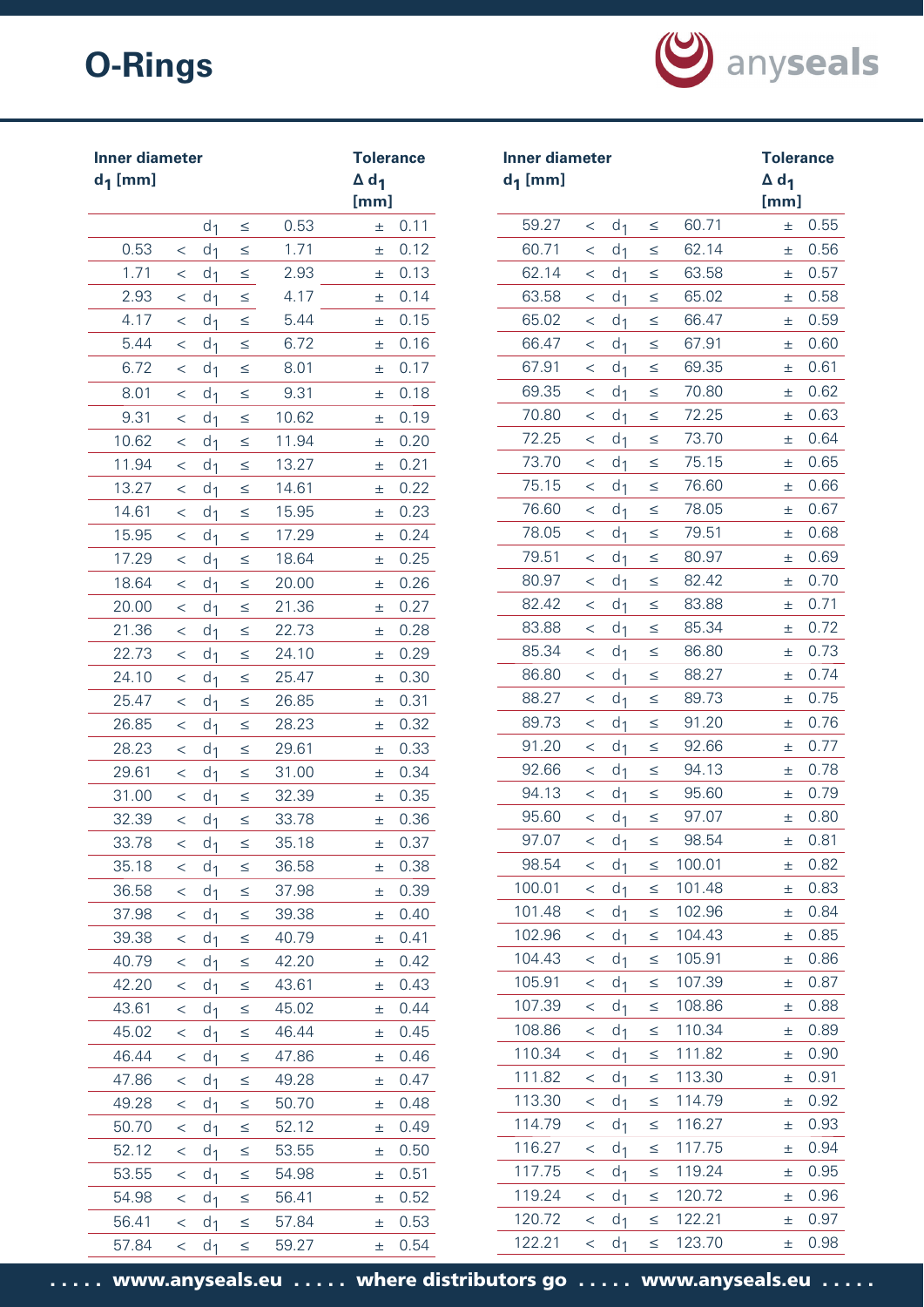# O-Rings

| Inner diameter $d_1$ [mm] | | | | | Tolerance $\Delta d_1$ [mm] |
|---|---|---|---|---|---|
| | | $d_1$ | ≤ | 0.53 | ± 0.11 |
| 0.53 | < | $d_1$ | ≤ | 1.71 | ± 0.12 |
| 1.71 | < | $d_1$ | ≤ | 2.93 | ± 0.13 |
| 2.93 | < | $d_1$ | ≤ | 4.17 | ± 0.14 |
| 4.17 | < | $d_1$ | ≤ | 5.44 | ± 0.15 |
| 5.44 | < | $d_1$ | ≤ | 6.72 | ± 0.16 |
| 6.72 | < | $d_1$ | ≤ | 8.01 | ± 0.17 |
| 8.01 | < | $d_1$ | ≤ | 9.31 | ± 0.18 |
| 9.31 | < | $d_1$ | ≤ | 10.62 | ± 0.19 |
| 10.62 | < | $d_1$ | ≤ | 11.94 | ± 0.20 |
| 11.94 | < | $d_1$ | ≤ | 13.27 | ± 0.21 |
| 13.27 | < | $d_1$ | ≤ | 14.61 | ± 0.22 |
| 14.61 | < | $d_1$ | ≤ | 15.95 | ± 0.23 |
| 15.95 | < | $d_1$ | ≤ | 17.29 | ± 0.24 |
| 17.29 | < | $d_1$ | ≤ | 18.64 | ± 0.25 |
| 18.64 | < | $d_1$ | ≤ | 20.00 | ± 0.26 |
| 20.00 | < | $d_1$ | ≤ | 21.36 | ± 0.27 |
| 21.36 | < | $d_1$ | ≤ | 22.73 | ± 0.28 |
| 22.73 | < | $d_1$ | ≤ | 24.10 | ± 0.29 |
| 24.10 | < | $d_1$ | ≤ | 25.47 | ± 0.30 |
| 25.47 | < | $d_1$ | ≤ | 26.85 | ± 0.31 |
| 26.85 | < | $d_1$ | ≤ | 28.23 | ± 0.32 |
| 28.23 | < | $d_1$ | ≤ | 29.61 | ± 0.33 |
| 29.61 | < | $d_1$ | ≤ | 31.00 | ± 0.34 |
| 31.00 | < | $d_1$ | ≤ | 32.39 | ± 0.35 |
| 32.39 | < | $d_1$ | ≤ | 33.78 | ± 0.36 |
| 33.78 | < | $d_1$ | ≤ | 35.18 | ± 0.37 |
| 35.18 | < | $d_1$ | ≤ | 36.58 | ± 0.38 |
| 36.58 | < | $d_1$ | ≤ | 37.98 | ± 0.39 |
| 37.98 | < | $d_1$ | ≤ | 39.38 | ± 0.40 |
| 39.38 | < | $d_1$ | ≤ | 40.79 | ± 0.41 |
| 40.79 | < | $d_1$ | ≤ | 42.20 | ± 0.42 |
| 42.20 | < | $d_1$ | ≤ | 43.61 | ± 0.43 |
| 43.61 | < | $d_1$ | ≤ | 45.02 | ± 0.44 |
| 45.02 | < | $d_1$ | ≤ | 46.44 | ± 0.45 |
| 46.44 | < | $d_1$ | ≤ | 47.86 | ± 0.46 |
| 47.86 | < | $d_1$ | ≤ | 49.28 | ± 0.47 |
| 49.28 | < | $d_1$ | ≤ | 50.70 | ± 0.48 |
| 50.70 | < | $d_1$ | ≤ | 52.12 | ± 0.49 |
| 52.12 | < | $d_1$ | ≤ | 53.55 | ± 0.50 |
| 53.55 | < | $d_1$ | ≤ | 54.98 | ± 0.51 |
| 54.98 | < | $d_1$ | ≤ | 56.41 | ± 0.52 |
| 56.41 | < | $d_1$ | ≤ | 57.84 | ± 0.53 |
| 57.84 | < | $d_1$ | ≤ | 59.27 | ± 0.54 |
| 59.27 | < | $d_1$ | ≤ | 60.71 | ± 0.55 |
| 60.71 | < | $d_1$ | ≤ | 62.14 | ± 0.56 |
| 62.14 | < | $d_1$ | ≤ | 63.58 | ± 0.57 |
| 63.58 | < | $d_1$ | ≤ | 65.02 | ± 0.58 |
| 65.02 | < | $d_1$ | ≤ | 66.47 | ± 0.59 |
| 66.47 | < | $d_1$ | ≤ | 67.91 | ± 0.60 |
| 67.91 | < | $d_1$ | ≤ | 69.35 | ± 0.61 |
| 69.35 | < | $d_1$ | ≤ | 70.80 | ± 0.62 |
| 70.80 | < | $d_1$ | ≤ | 72.25 | ± 0.63 |
| 72.25 | < | $d_1$ | ≤ | 73.70 | ± 0.64 |
| 73.70 | < | $d_1$ | ≤ | 75.15 | ± 0.65 |
| 75.15 | < | $d_1$ | ≤ | 76.60 | ± 0.66 |
| 76.60 | < | $d_1$ | ≤ | 78.05 | ± 0.67 |
| 78.05 | < | $d_1$ | ≤ | 79.51 | ± 0.68 |
| 79.51 | < | $d_1$ | ≤ | 80.97 | ± 0.69 |
| 80.97 | < | $d_1$ | ≤ | 82.42 | ± 0.70 |
| 82.42 | < | $d_1$ | ≤ | 83.88 | ± 0.71 |
| 83.88 | < | $d_1$ | ≤ | 85.34 | ± 0.72 |
| 85.34 | < | $d_1$ | ≤ | 86.80 | ± 0.73 |
| 86.80 | < | $d_1$ | ≤ | 88.27 | ± 0.74 |
| 88.27 | < | $d_1$ | ≤ | 89.73 | ± 0.75 |
| 89.73 | < | $d_1$ | ≤ | 91.20 | ± 0.76 |
| 91.20 | < | $d_1$ | ≤ | 92.66 | ± 0.77 |
| 92.66 | < | $d_1$ | ≤ | 94.13 | ± 0.78 |
| 94.13 | < | $d_1$ | ≤ | 95.60 | ± 0.79 |
| 95.60 | < | $d_1$ | ≤ | 97.07 | ± 0.80 |
| 97.07 | < | $d_1$ | ≤ | 98.54 | ± 0.81 |
| 98.54 | < | $d_1$ | ≤ | 100.01 | ± 0.82 |
| 100.01 | < | $d_1$ | ≤ | 101.48 | ± 0.83 |
| 101.48 | < | $d_1$ | ≤ | 102.96 | ± 0.84 |
| 102.96 | < | $d_1$ | ≤ | 104.43 | ± 0.85 |
| 104.43 | < | $d_1$ | ≤ | 105.91 | ± 0.86 |
| 105.91 | < | $d_1$ | ≤ | 107.39 | ± 0.87 |
| 107.39 | < | $d_1$ | ≤ | 108.86 | ± 0.88 |
| 108.86 | < | $d_1$ | ≤ | 110.34 | ± 0.89 |
| 110.34 | < | $d_1$ | ≤ | 111.82 | ± 0.90 |
| 111.82 | < | $d_1$ | ≤ | 113.30 | ± 0.91 |
| 113.30 | < | $d_1$ | ≤ | 114.79 | ± 0.92 |
| 114.79 | < | $d_1$ | ≤ | 116.27 | ± 0.93 |
| 116.27 | < | $d_1$ | ≤ | 117.75 | ± 0.94 |
| 117.75 | < | $d_1$ | ≤ | 119.24 | ± 0.95 |
| 119.24 | < | $d_1$ | ≤ | 120.72 | ± 0.96 |
| 120.72 | < | $d_1$ | ≤ | 122.21 | ± 0.97 |
| 122.21 | < | $d_1$ | ≤ | 123.70 | ± 0.98 |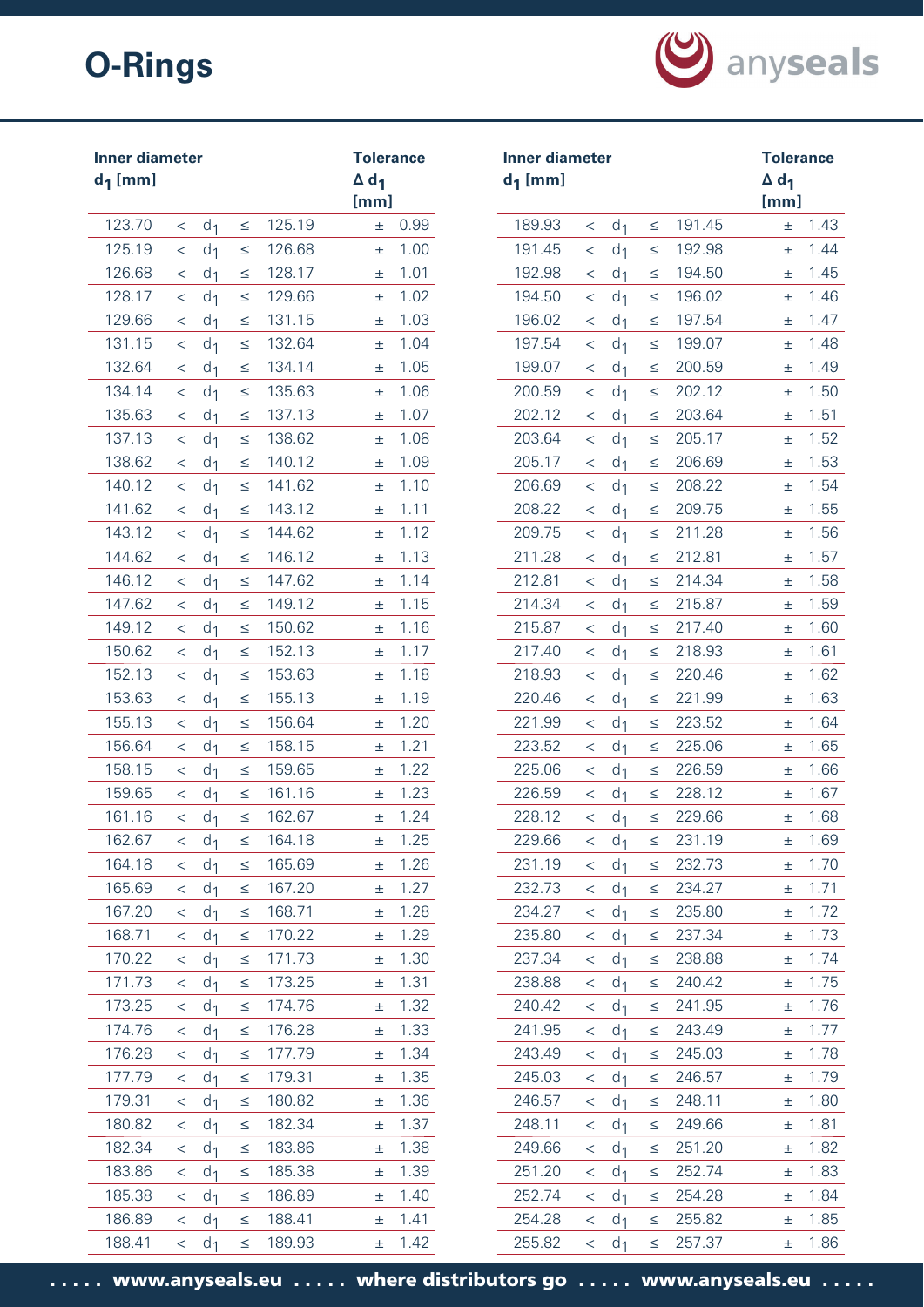# O-Rings

| Inner diameter $d_1$ [mm] | Tolerance $\Delta d_1$ [mm] |
|---|---|
| 123.70 < $d_1$ ≤ 125.19 | ± 0.99 |
| 125.19 < $d_1$ ≤ 126.68 | ± 1.00 |
| 126.68 < $d_1$ ≤ 128.17 | ± 1.01 |
| 128.17 < $d_1$ ≤ 129.66 | ± 1.02 |
| 129.66 < $d_1$ ≤ 131.15 | ± 1.03 |
| 131.15 < $d_1$ ≤ 132.64 | ± 1.04 |
| 132.64 < $d_1$ ≤ 134.14 | ± 1.05 |
| 134.14 < $d_1$ ≤ 135.63 | ± 1.06 |
| 135.63 < $d_1$ ≤ 137.13 | ± 1.07 |
| 137.13 < $d_1$ ≤ 138.62 | ± 1.08 |
| 138.62 < $d_1$ ≤ 140.12 | ± 1.09 |
| 140.12 < $d_1$ ≤ 141.62 | ± 1.10 |
| 141.62 < $d_1$ ≤ 143.12 | ± 1.11 |
| 143.12 < $d_1$ ≤ 144.62 | ± 1.12 |
| 144.62 < $d_1$ ≤ 146.12 | ± 1.13 |
| 146.12 < $d_1$ ≤ 147.62 | ± 1.14 |
| 147.62 < $d_1$ ≤ 149.12 | ± 1.15 |
| 149.12 < $d_1$ ≤ 150.62 | ± 1.16 |
| 150.62 < $d_1$ ≤ 152.13 | ± 1.17 |
| 152.13 < $d_1$ ≤ 153.63 | ± 1.18 |
| 153.63 < $d_1$ ≤ 155.13 | ± 1.19 |
| 155.13 < $d_1$ ≤ 156.64 | ± 1.20 |
| 156.64 < $d_1$ ≤ 158.15 | ± 1.21 |
| 158.15 < $d_1$ ≤ 159.65 | ± 1.22 |
| 159.65 < $d_1$ ≤ 161.16 | ± 1.23 |
| 161.16 < $d_1$ ≤ 162.67 | ± 1.24 |
| 162.67 < $d_1$ ≤ 164.18 | ± 1.25 |
| 164.18 < $d_1$ ≤ 165.69 | ± 1.26 |
| 165.69 < $d_1$ ≤ 167.20 | ± 1.27 |
| 167.20 < $d_1$ ≤ 168.71 | ± 1.28 |
| 168.71 < $d_1$ ≤ 170.22 | ± 1.29 |
| 170.22 < $d_1$ ≤ 171.73 | ± 1.30 |
| 171.73 < $d_1$ ≤ 173.25 | ± 1.31 |
| 173.25 < $d_1$ ≤ 174.76 | ± 1.32 |
| 174.76 < $d_1$ ≤ 176.28 | ± 1.33 |
| 176.28 < $d_1$ ≤ 177.79 | ± 1.34 |
| 177.79 < $d_1$ ≤ 179.31 | ± 1.35 |
| 179.31 < $d_1$ ≤ 180.82 | ± 1.36 |
| 180.82 < $d_1$ ≤ 182.34 | ± 1.37 |
| 182.34 < $d_1$ ≤ 183.86 | ± 1.38 |
| 183.86 < $d_1$ ≤ 185.38 | ± 1.39 |
| 185.38 < $d_1$ ≤ 186.89 | ± 1.40 |
| 186.89 < $d_1$ ≤ 188.41 | ± 1.41 |
| 188.41 < $d_1$ ≤ 189.93 | ± 1.42 |
| 189.93 < $d_1$ ≤ 191.45 | ± 1.43 |
| 191.45 < $d_1$ ≤ 192.98 | ± 1.44 |
| 192.98 < $d_1$ ≤ 194.50 | ± 1.45 |
| 194.50 < $d_1$ ≤ 196.02 | ± 1.46 |
| 196.02 < $d_1$ ≤ 197.54 | ± 1.47 |
| 197.54 < $d_1$ ≤ 199.07 | ± 1.48 |
| 199.07 < $d_1$ ≤ 200.59 | ± 1.49 |
| 200.59 < $d_1$ ≤ 202.12 | ± 1.50 |
| 202.12 < $d_1$ ≤ 203.64 | ± 1.51 |
| 203.64 < $d_1$ ≤ 205.17 | ± 1.52 |
| 205.17 < $d_1$ ≤ 206.69 | ± 1.53 |
| 206.69 < $d_1$ ≤ 208.22 | ± 1.54 |
| 208.22 < $d_1$ ≤ 209.75 | ± 1.55 |
| 209.75 < $d_1$ ≤ 211.28 | ± 1.56 |
| 211.28 < $d_1$ ≤ 212.81 | ± 1.57 |
| 212.81 < $d_1$ ≤ 214.34 | ± 1.58 |
| 214.34 < $d_1$ ≤ 215.87 | ± 1.59 |
| 215.87 < $d_1$ ≤ 217.40 | ± 1.60 |
| 217.40 < $d_1$ ≤ 218.93 | ± 1.61 |
| 218.93 < $d_1$ ≤ 220.46 | ± 1.62 |
| 220.46 < $d_1$ ≤ 221.99 | ± 1.63 |
| 221.99 < $d_1$ ≤ 223.52 | ± 1.64 |
| 223.52 < $d_1$ ≤ 225.06 | ± 1.65 |
| 225.06 < $d_1$ ≤ 226.59 | ± 1.66 |
| 226.59 < $d_1$ ≤ 228.12 | ± 1.67 |
| 228.12 < $d_1$ ≤ 229.66 | ± 1.68 |
| 229.66 < $d_1$ ≤ 231.19 | ± 1.69 |
| 231.19 < $d_1$ ≤ 232.73 | ± 1.70 |
| 232.73 < $d_1$ ≤ 234.27 | ± 1.71 |
| 234.27 < $d_1$ ≤ 235.80 | ± 1.72 |
| 235.80 < $d_1$ ≤ 237.34 | ± 1.73 |
| 237.34 < $d_1$ ≤ 238.88 | ± 1.74 |
| 238.88 < $d_1$ ≤ 240.42 | ± 1.75 |
| 240.42 < $d_1$ ≤ 241.95 | ± 1.76 |
| 241.95 < $d_1$ ≤ 243.49 | ± 1.77 |
| 243.49 < $d_1$ ≤ 245.03 | ± 1.78 |
| 245.03 < $d_1$ ≤ 246.57 | ± 1.79 |
| 246.57 < $d_1$ ≤ 248.11 | ± 1.80 |
| 248.11 < $d_1$ ≤ 249.66 | ± 1.81 |
| 249.66 < $d_1$ ≤ 251.20 | ± 1.82 |
| 251.20 < $d_1$ ≤ 252.74 | ± 1.83 |
| 252.74 < $d_1$ ≤ 254.28 | ± 1.84 |
| 254.28 < $d_1$ ≤ 255.82 | ± 1.85 |
| 255.82 < $d_1$ ≤ 257.37 | ± 1.86 |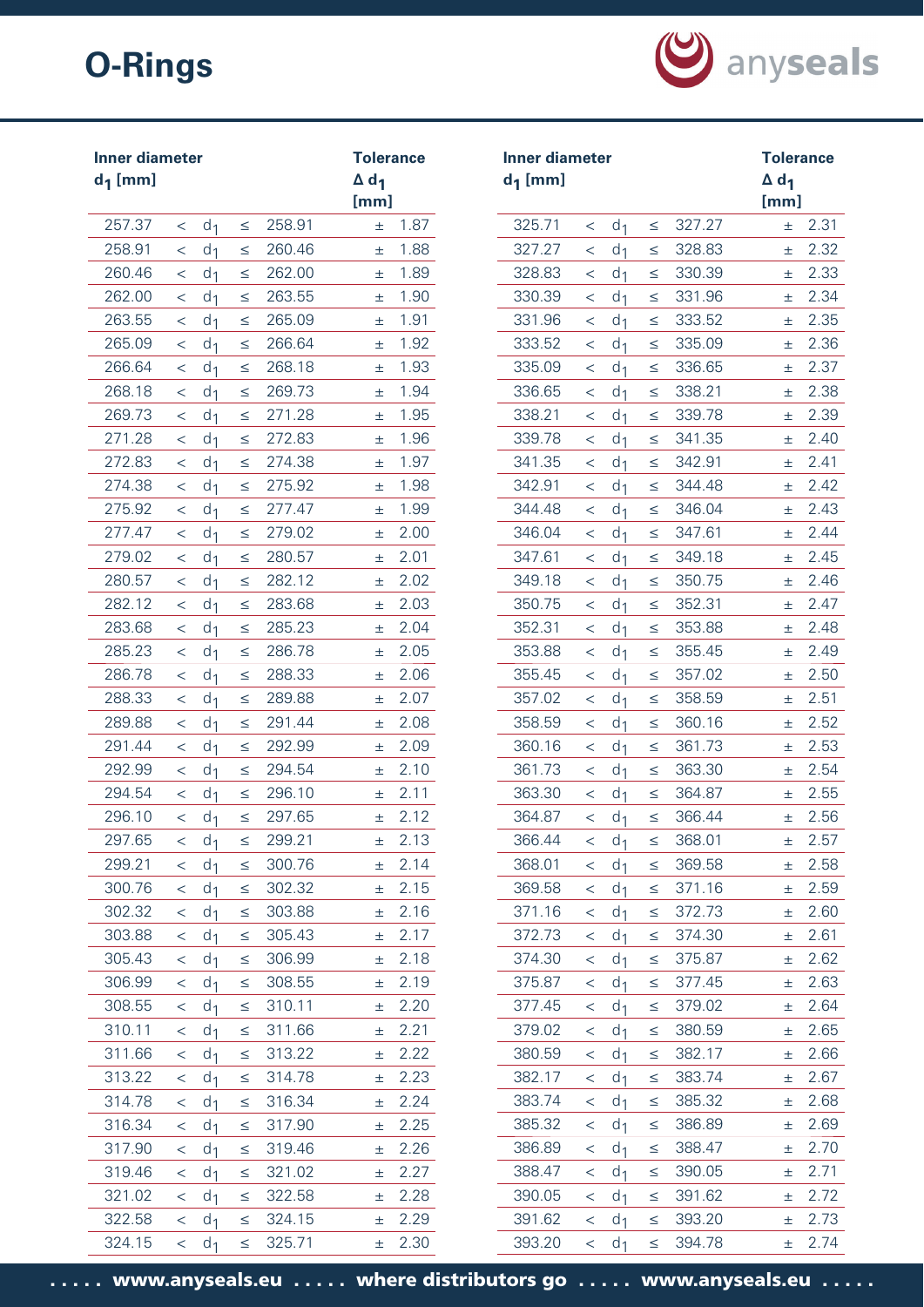# O-Rings

| Inner diameter $d_1$ [mm] | | | | | Tolerance $\Delta d_1$ [mm] |
|---|---|---|---|---|---|
| 257.37 | < | $d_1$ | ≤ | 258.91 | ± 1.87 |
| 258.91 | < | $d_1$ | ≤ | 260.46 | ± 1.88 |
| 260.46 | < | $d_1$ | ≤ | 262.00 | ± 1.89 |
| 262.00 | < | $d_1$ | ≤ | 263.55 | ± 1.90 |
| 263.55 | < | $d_1$ | ≤ | 265.09 | ± 1.91 |
| 265.09 | < | $d_1$ | ≤ | 266.64 | ± 1.92 |
| 266.64 | < | $d_1$ | ≤ | 268.18 | ± 1.93 |
| 268.18 | < | $d_1$ | ≤ | 269.73 | ± 1.94 |
| 269.73 | < | $d_1$ | ≤ | 271.28 | ± 1.95 |
| 271.28 | < | $d_1$ | ≤ | 272.83 | ± 1.96 |
| 272.83 | < | $d_1$ | ≤ | 274.38 | ± 1.97 |
| 274.38 | < | $d_1$ | ≤ | 275.92 | ± 1.98 |
| 275.92 | < | $d_1$ | ≤ | 277.47 | ± 1.99 |
| 277.47 | < | $d_1$ | ≤ | 279.02 | ± 2.00 |
| 279.02 | < | $d_1$ | ≤ | 280.57 | ± 2.01 |
| 280.57 | < | $d_1$ | ≤ | 282.12 | ± 2.02 |
| 282.12 | < | $d_1$ | ≤ | 283.68 | ± 2.03 |
| 283.68 | < | $d_1$ | ≤ | 285.23 | ± 2.04 |
| 285.23 | < | $d_1$ | ≤ | 286.78 | ± 2.05 |
| 286.78 | < | $d_1$ | ≤ | 288.33 | ± 2.06 |
| 288.33 | < | $d_1$ | ≤ | 289.88 | ± 2.07 |
| 289.88 | < | $d_1$ | ≤ | 291.44 | ± 2.08 |
| 291.44 | < | $d_1$ | ≤ | 292.99 | ± 2.09 |
| 292.99 | < | $d_1$ | ≤ | 294.54 | ± 2.10 |
| 294.54 | < | $d_1$ | ≤ | 296.10 | ± 2.11 |
| 296.10 | < | $d_1$ | ≤ | 297.65 | ± 2.12 |
| 297.65 | < | $d_1$ | ≤ | 299.21 | ± 2.13 |
| 299.21 | < | $d_1$ | ≤ | 300.76 | ± 2.14 |
| 300.76 | < | $d_1$ | ≤ | 302.32 | ± 2.15 |
| 302.32 | < | $d_1$ | ≤ | 303.88 | ± 2.16 |
| 303.88 | < | $d_1$ | ≤ | 305.43 | ± 2.17 |
| 305.43 | < | $d_1$ | ≤ | 306.99 | ± 2.18 |
| 306.99 | < | $d_1$ | ≤ | 308.55 | ± 2.19 |
| 308.55 | < | $d_1$ | ≤ | 310.11 | ± 2.20 |
| 310.11 | < | $d_1$ | ≤ | 311.66 | ± 2.21 |
| 311.66 | < | $d_1$ | ≤ | 313.22 | ± 2.22 |
| 313.22 | < | $d_1$ | ≤ | 314.78 | ± 2.23 |
| 314.78 | < | $d_1$ | ≤ | 316.34 | ± 2.24 |
| 316.34 | < | $d_1$ | ≤ | 317.90 | ± 2.25 |
| 317.90 | < | $d_1$ | ≤ | 319.46 | ± 2.26 |
| 319.46 | < | $d_1$ | ≤ | 321.02 | ± 2.27 |
| 321.02 | < | $d_1$ | ≤ | 322.58 | ± 2.28 |
| 322.58 | < | $d_1$ | ≤ | 324.15 | ± 2.29 |
| 324.15 | < | $d_1$ | ≤ | 325.71 | ± 2.30 |
| 325.71 | < | $d_1$ | ≤ | 327.27 | ± 2.31 |
| 327.27 | < | $d_1$ | ≤ | 328.83 | ± 2.32 |
| 328.83 | < | $d_1$ | ≤ | 330.39 | ± 2.33 |
| 330.39 | < | $d_1$ | ≤ | 331.96 | ± 2.34 |
| 331.96 | < | $d_1$ | ≤ | 333.52 | ± 2.35 |
| 333.52 | < | $d_1$ | ≤ | 335.09 | ± 2.36 |
| 335.09 | < | $d_1$ | ≤ | 336.65 | ± 2.37 |
| 336.65 | < | $d_1$ | ≤ | 338.21 | ± 2.38 |
| 338.21 | < | $d_1$ | ≤ | 339.78 | ± 2.39 |
| 339.78 | < | $d_1$ | ≤ | 341.35 | ± 2.40 |
| 341.35 | < | $d_1$ | ≤ | 342.91 | ± 2.41 |
| 342.91 | < | $d_1$ | ≤ | 344.48 | ± 2.42 |
| 344.48 | < | $d_1$ | ≤ | 346.04 | ± 2.43 |
| 346.04 | < | $d_1$ | ≤ | 347.61 | ± 2.44 |
| 347.61 | < | $d_1$ | ≤ | 349.18 | ± 2.45 |
| 349.18 | < | $d_1$ | ≤ | 350.75 | ± 2.46 |
| 350.75 | < | $d_1$ | ≤ | 352.31 | ± 2.47 |
| 352.31 | < | $d_1$ | ≤ | 353.88 | ± 2.48 |
| 353.88 | < | $d_1$ | ≤ | 355.45 | ± 2.49 |
| 355.45 | < | $d_1$ | ≤ | 357.02 | ± 2.50 |
| 357.02 | < | $d_1$ | ≤ | 358.59 | ± 2.51 |
| 358.59 | < | $d_1$ | ≤ | 360.16 | ± 2.52 |
| 360.16 | < | $d_1$ | ≤ | 361.73 | ± 2.53 |
| 361.73 | < | $d_1$ | ≤ | 363.30 | ± 2.54 |
| 363.30 | < | $d_1$ | ≤ | 364.87 | ± 2.55 |
| 364.87 | < | $d_1$ | ≤ | 366.44 | ± 2.56 |
| 366.44 | < | $d_1$ | ≤ | 368.01 | ± 2.57 |
| 368.01 | < | $d_1$ | ≤ | 369.58 | ± 2.58 |
| 369.58 | < | $d_1$ | ≤ | 371.16 | ± 2.59 |
| 371.16 | < | $d_1$ | ≤ | 372.73 | ± 2.60 |
| 372.73 | < | $d_1$ | ≤ | 374.30 | ± 2.61 |
| 374.30 | < | $d_1$ | ≤ | 375.87 | ± 2.62 |
| 375.87 | < | $d_1$ | ≤ | 377.45 | ± 2.63 |
| 377.45 | < | $d_1$ | ≤ | 379.02 | ± 2.64 |
| 379.02 | < | $d_1$ | ≤ | 380.59 | ± 2.65 |
| 380.59 | < | $d_1$ | ≤ | 382.17 | ± 2.66 |
| 382.17 | < | $d_1$ | ≤ | 383.74 | ± 2.67 |
| 383.74 | < | $d_1$ | ≤ | 385.32 | ± 2.68 |
| 385.32 | < | $d_1$ | ≤ | 386.89 | ± 2.69 |
| 386.89 | < | $d_1$ | ≤ | 388.47 | ± 2.70 |
| 388.47 | < | $d_1$ | ≤ | 390.05 | ± 2.71 |
| 390.05 | < | $d_1$ | ≤ | 391.62 | ± 2.72 |
| 391.62 | < | $d_1$ | ≤ | 393.20 | ± 2.73 |
| 393.20 | < | $d_1$ | ≤ | 394.78 | ± 2.74 |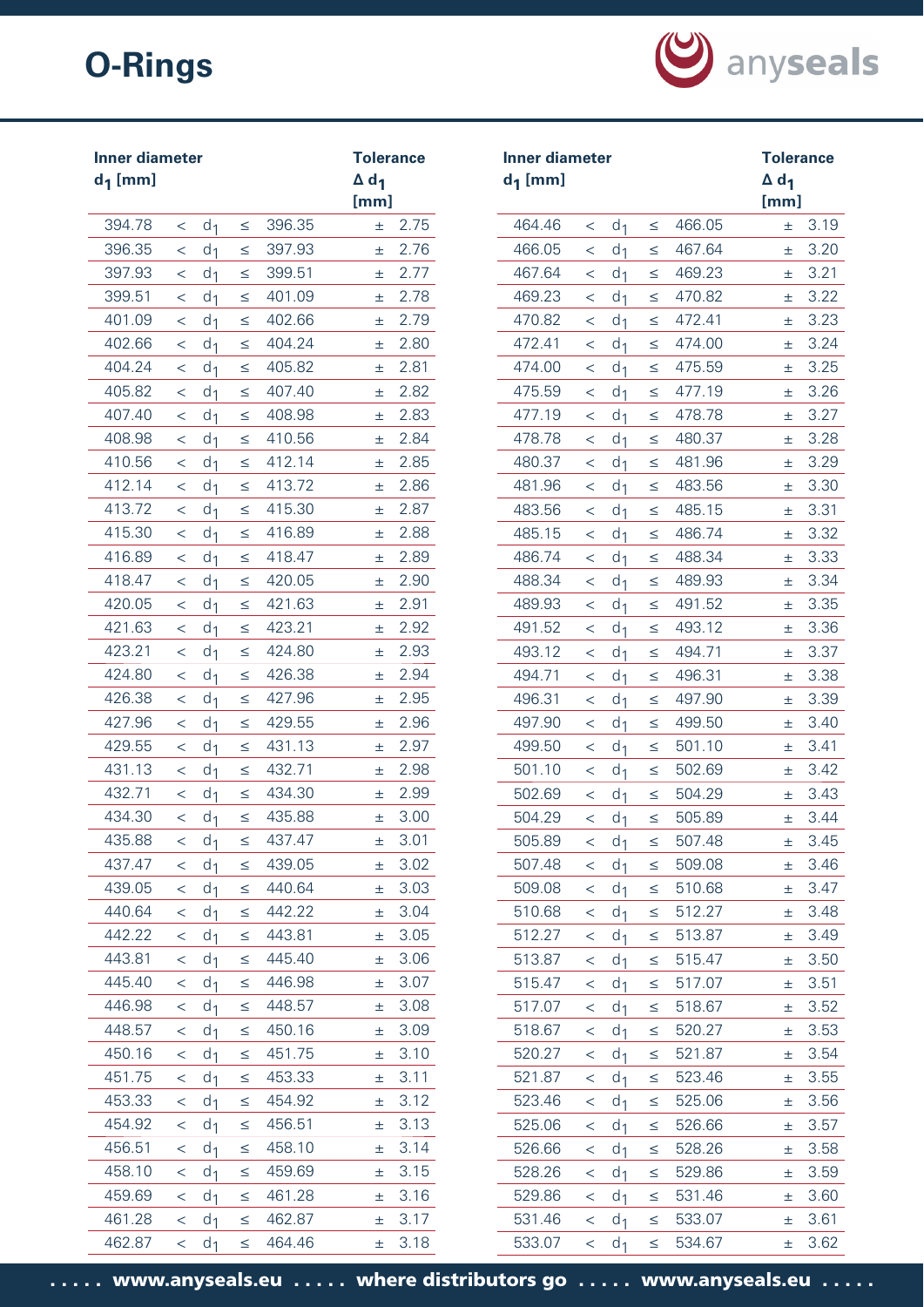# O-Rings

| Inner diameter $d_1$ [mm] | Tolerance $\Delta d_1$ [mm] |
|---|---|
| 394.78 < $d_1$ ≤ 396.35 | ± 2.75 |
| 396.35 < $d_1$ ≤ 397.93 | ± 2.76 |
| 397.93 < $d_1$ ≤ 399.51 | ± 2.77 |
| 399.51 < $d_1$ ≤ 401.09 | ± 2.78 |
| 401.09 < $d_1$ ≤ 402.66 | ± 2.79 |
| 402.66 < $d_1$ ≤ 404.24 | ± 2.80 |
| 404.24 < $d_1$ ≤ 405.82 | ± 2.81 |
| 405.82 < $d_1$ ≤ 407.40 | ± 2.82 |
| 407.40 < $d_1$ ≤ 408.98 | ± 2.83 |
| 408.98 < $d_1$ ≤ 410.56 | ± 2.84 |
| 410.56 < $d_1$ ≤ 412.14 | ± 2.85 |
| 412.14 < $d_1$ ≤ 413.72 | ± 2.86 |
| 413.72 < $d_1$ ≤ 415.30 | ± 2.87 |
| 415.30 < $d_1$ ≤ 416.89 | ± 2.88 |
| 416.89 < $d_1$ ≤ 418.47 | ± 2.89 |
| 418.47 < $d_1$ ≤ 420.05 | ± 2.90 |
| 420.05 < $d_1$ ≤ 421.63 | ± 2.91 |
| 421.63 < $d_1$ ≤ 423.21 | ± 2.92 |
| 423.21 < $d_1$ ≤ 424.80 | ± 2.93 |
| 424.80 < $d_1$ ≤ 426.38 | ± 2.94 |
| 426.38 < $d_1$ ≤ 427.96 | ± 2.95 |
| 427.96 < $d_1$ ≤ 429.55 | ± 2.96 |
| 429.55 < $d_1$ ≤ 431.13 | ± 2.97 |
| 431.13 < $d_1$ ≤ 432.71 | ± 2.98 |
| 432.71 < $d_1$ ≤ 434.30 | ± 2.99 |
| 434.30 < $d_1$ ≤ 435.88 | ± 3.00 |
| 435.88 < $d_1$ ≤ 437.47 | ± 3.01 |
| 437.47 < $d_1$ ≤ 439.05 | ± 3.02 |
| 439.05 < $d_1$ ≤ 440.64 | ± 3.03 |
| 440.64 < $d_1$ ≤ 442.22 | ± 3.04 |
| 442.22 < $d_1$ ≤ 443.81 | ± 3.05 |
| 443.81 < $d_1$ ≤ 445.40 | ± 3.06 |
| 445.40 < $d_1$ ≤ 446.98 | ± 3.07 |
| 446.98 < $d_1$ ≤ 448.57 | ± 3.08 |
| 448.57 < $d_1$ ≤ 450.16 | ± 3.09 |
| 450.16 < $d_1$ ≤ 451.75 | ± 3.10 |
| 451.75 < $d_1$ ≤ 453.33 | ± 3.11 |
| 453.33 < $d_1$ ≤ 454.92 | ± 3.12 |
| 454.92 < $d_1$ ≤ 456.51 | ± 3.13 |
| 456.51 < $d_1$ ≤ 458.10 | ± 3.14 |
| 458.10 < $d_1$ ≤ 459.69 | ± 3.15 |
| 459.69 < $d_1$ ≤ 461.28 | ± 3.16 |
| 461.28 < $d_1$ ≤ 462.87 | ± 3.17 |
| 462.87 < $d_1$ ≤ 464.46 | ± 3.18 |
| 464.46 < $d_1$ ≤ 466.05 | ± 3.19 |
| 466.05 < $d_1$ ≤ 467.64 | ± 3.20 |
| 467.64 < $d_1$ ≤ 469.23 | ± 3.21 |
| 469.23 < $d_1$ ≤ 470.82 | ± 3.22 |
| 470.82 < $d_1$ ≤ 472.41 | ± 3.23 |
| 472.41 < $d_1$ ≤ 474.00 | ± 3.24 |
| 474.00 < $d_1$ ≤ 475.59 | ± 3.25 |
| 475.59 < $d_1$ ≤ 477.19 | ± 3.26 |
| 477.19 < $d_1$ ≤ 478.78 | ± 3.27 |
| 478.78 < $d_1$ ≤ 480.37 | ± 3.28 |
| 480.37 < $d_1$ ≤ 481.96 | ± 3.29 |
| 481.96 < $d_1$ ≤ 483.56 | ± 3.30 |
| 483.56 < $d_1$ ≤ 485.15 | ± 3.31 |
| 485.15 < $d_1$ ≤ 486.74 | ± 3.32 |
| 486.74 < $d_1$ ≤ 488.34 | ± 3.33 |
| 488.34 < $d_1$ ≤ 489.93 | ± 3.34 |
| 489.93 < $d_1$ ≤ 491.52 | ± 3.35 |
| 491.52 < $d_1$ ≤ 493.12 | ± 3.36 |
| 493.12 < $d_1$ ≤ 494.71 | ± 3.37 |
| 494.71 < $d_1$ ≤ 496.31 | ± 3.38 |
| 496.31 < $d_1$ ≤ 497.90 | ± 3.39 |
| 497.90 < $d_1$ ≤ 499.50 | ± 3.40 |
| 499.50 < $d_1$ ≤ 501.10 | ± 3.41 |
| 501.10 < $d_1$ ≤ 502.69 | ± 3.42 |
| 502.69 < $d_1$ ≤ 504.29 | ± 3.43 |
| 504.29 < $d_1$ ≤ 505.89 | ± 3.44 |
| 505.89 < $d_1$ ≤ 507.48 | ± 3.45 |
| 507.48 < $d_1$ ≤ 509.08 | ± 3.46 |
| 509.08 < $d_1$ ≤ 510.68 | ± 3.47 |
| 510.68 < $d_1$ ≤ 512.27 | ± 3.48 |
| 512.27 < $d_1$ ≤ 513.87 | ± 3.49 |
| 513.87 < $d_1$ ≤ 515.47 | ± 3.50 |
| 515.47 < $d_1$ ≤ 517.07 | ± 3.51 |
| 517.07 < $d_1$ ≤ 518.67 | ± 3.52 |
| 518.67 < $d_1$ ≤ 520.27 | ± 3.53 |
| 520.27 < $d_1$ ≤ 521.87 | ± 3.54 |
| 521.87 < $d_1$ ≤ 523.46 | ± 3.55 |
| 523.46 < $d_1$ ≤ 525.06 | ± 3.56 |
| 525.06 < $d_1$ ≤ 526.66 | ± 3.57 |
| 526.66 < $d_1$ ≤ 528.26 | ± 3.58 |
| 528.26 < $d_1$ ≤ 529.86 | ± 3.59 |
| 529.86 < $d_1$ ≤ 531.46 | ± 3.60 |
| 531.46 < $d_1$ ≤ 533.07 | ± 3.61 |
| 533.07 < $d_1$ ≤ 534.67 | ± 3.62 |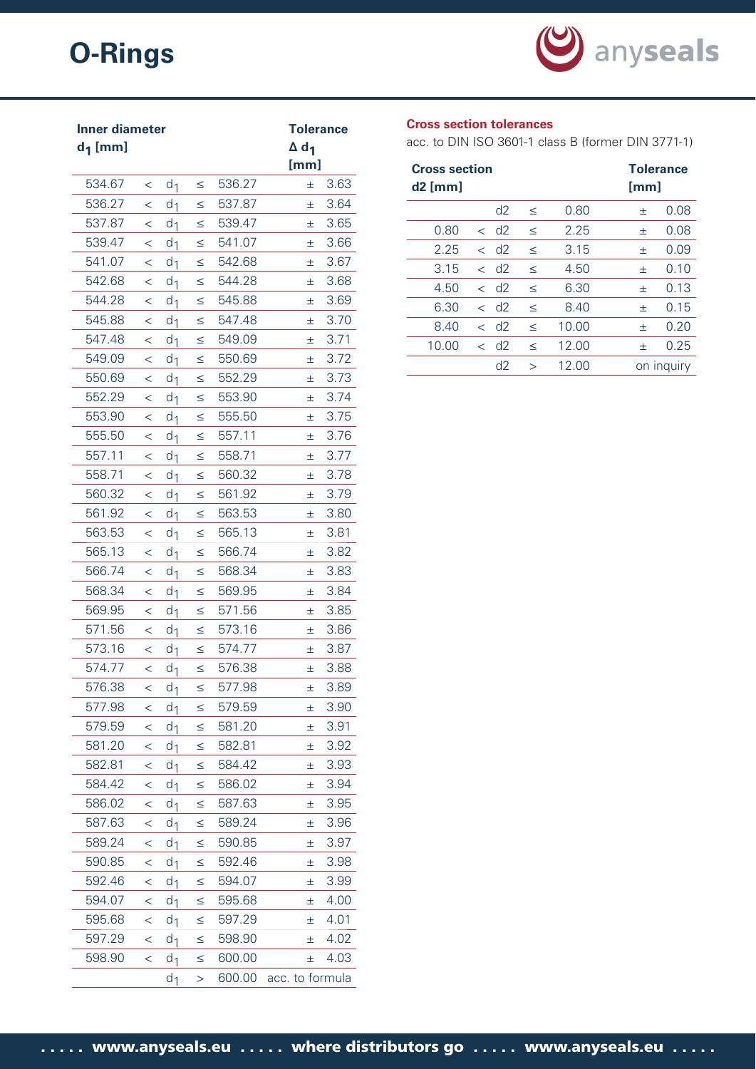# O-Rings

| Inner diameter $d_1$ [mm] | | | | | Tolerance $\Delta d_1$ [mm] |
|---|---|---|---|---|---|
| 534.67 | < | $d_1$ | ≤ | 536.27 | ± 3.63 |
| 536.27 | < | $d_1$ | ≤ | 537.87 | ± 3.64 |
| 537.87 | < | $d_1$ | ≤ | 539.47 | ± 3.65 |
| 539.47 | < | $d_1$ | ≤ | 541.07 | ± 3.66 |
| 541.07 | < | $d_1$ | ≤ | 542.68 | ± 3.67 |
| 542.68 | < | $d_1$ | ≤ | 544.28 | ± 3.68 |
| 544.28 | < | $d_1$ | ≤ | 545.88 | ± 3.69 |
| 545.88 | < | $d_1$ | ≤ | 547.48 | ± 3.70 |
| 547.48 | < | $d_1$ | ≤ | 549.09 | ± 3.71 |
| 549.09 | < | $d_1$ | ≤ | 550.69 | ± 3.72 |
| 550.69 | < | $d_1$ | ≤ | 552.29 | ± 3.73 |
| 552.29 | < | $d_1$ | ≤ | 553.90 | ± 3.74 |
| 553.90 | < | $d_1$ | ≤ | 555.50 | ± 3.75 |
| 555.50 | < | $d_1$ | ≤ | 557.11 | ± 3.76 |
| 557.11 | < | $d_1$ | ≤ | 558.71 | ± 3.77 |
| 558.71 | < | $d_1$ | ≤ | 560.32 | ± 3.78 |
| 560.32 | < | $d_1$ | ≤ | 561.92 | ± 3.79 |
| 561.92 | < | $d_1$ | ≤ | 563.53 | ± 3.80 |
| 563.53 | < | $d_1$ | ≤ | 565.13 | ± 3.81 |
| 565.13 | < | $d_1$ | ≤ | 566.74 | ± 3.82 |
| 566.74 | < | $d_1$ | ≤ | 568.34 | ± 3.83 |
| 568.34 | < | $d_1$ | ≤ | 569.95 | ± 3.84 |
| 569.95 | < | $d_1$ | ≤ | 571.56 | ± 3.85 |
| 571.56 | < | $d_1$ | ≤ | 573.16 | ± 3.86 |
| 573.16 | < | $d_1$ | ≤ | 574.77 | ± 3.87 |
| 574.77 | < | $d_1$ | ≤ | 576.38 | ± 3.88 |
| 576.38 | < | $d_1$ | ≤ | 577.98 | ± 3.89 |
| 577.98 | < | $d_1$ | ≤ | 579.59 | ± 3.90 |
| 579.59 | < | $d_1$ | ≤ | 581.20 | ± 3.91 |
| 581.20 | < | $d_1$ | ≤ | 582.81 | ± 3.92 |
| 582.81 | < | $d_1$ | ≤ | 584.42 | ± 3.93 |
| 584.42 | < | $d_1$ | ≤ | 586.02 | ± 3.94 |
| 586.02 | < | $d_1$ | ≤ | 587.63 | ± 3.95 |
| 587.63 | < | $d_1$ | ≤ | 589.24 | ± 3.96 |
| 589.24 | < | $d_1$ | ≤ | 590.85 | ± 3.97 |
| 590.85 | < | $d_1$ | ≤ | 592.46 | ± 3.98 |
| 592.46 | < | $d_1$ | ≤ | 594.07 | ± 3.99 |
| 594.07 | < | $d_1$ | ≤ | 595.68 | ± 4.00 |
| 595.68 | < | $d_1$ | ≤ | 597.29 | ± 4.01 |
| 597.29 | < | $d_1$ | ≤ | 598.90 | ± 4.02 |
| 598.90 | < | $d_1$ | ≤ | 600.00 | ± 4.03 |
| | | $d_1$ | > | 600.00 | acc. to formula |

## Cross section tolerances

acc. to DIN ISO 3601-1 class B (former DIN 3771-1)

| Cross section d2 [mm] | | | | | Tolerance [mm] |
|---|---|---|---|---|---|
| | | d2 | ≤ | 0.80 | ± 0.08 |
| 0.80 | < | d2 | ≤ | 2.25 | ± 0.08 |
| 2.25 | < | d2 | ≤ | 3.15 | ± 0.09 |
| 3.15 | < | d2 | ≤ | 4.50 | ± 0.10 |
| 4.50 | < | d2 | ≤ | 6.30 | ± 0.13 |
| 6.30 | < | d2 | ≤ | 8.40 | ± 0.15 |
| 8.40 | < | d2 | ≤ | 10.00 | ± 0.20 |
| 10.00 | < | d2 | ≤ | 12.00 | ± 0.25 |
| | | d2 | > | 12.00 | on inquiry |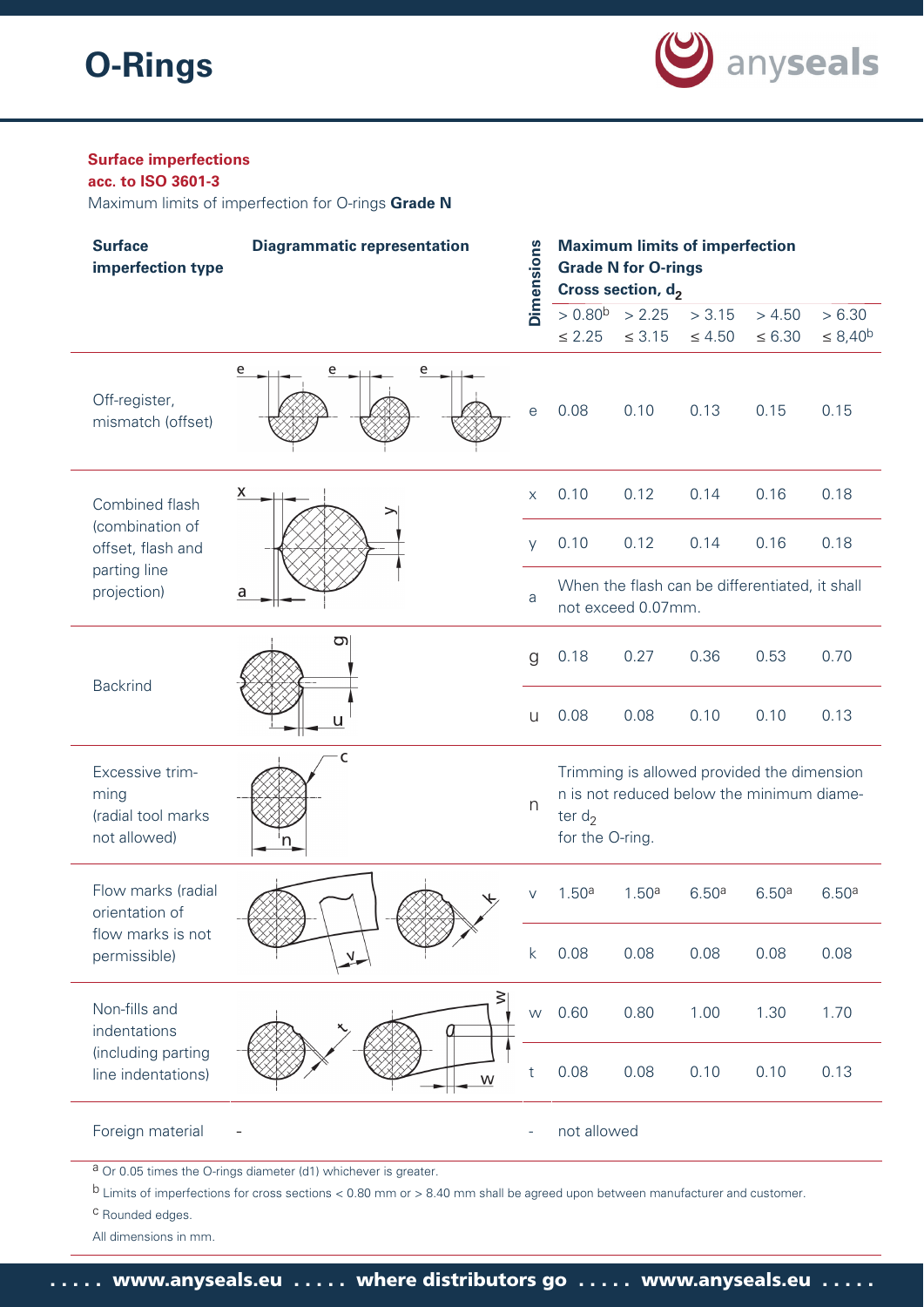# O-Rings

**Surface imperfections**
**acc. to ISO 3601-3**

Maximum limits of imperfection for O-rings **Grade N**

| Surface imperfection type | Diagrammatic representation | Dimensions | Maximum limits of imperfection Grade N for O-rings Cross section, $d_2$ | | | | |
|---|---|---|---|---|---|---|---|
| | | | > 0.80[b] ≤ 2.25 | > 2.25 ≤ 3.15 | > 3.15 ≤ 4.50 | > 4.50 ≤ 6.30 | > 6.30 ≤ 8,40[b] |
| Off-register, mismatch (offset) | | e | 0.08 | 0.10 | 0.13 | 0.15 | 0.15 |
| Combined flash (combination of offset, flash and parting line projection) | | x | 0.10 | 0.12 | 0.14 | 0.16 | 0.18 |
| | | y | 0.10 | 0.12 | 0.14 | 0.16 | 0.18 |
| | | a | When the flash can be differentiated, it shall not exceed 0.07mm. | | | | |
| Backrind | | g | 0.18 | 0.27 | 0.36 | 0.53 | 0.70 |
| | | u | 0.08 | 0.08 | 0.10 | 0.10 | 0.13 |
| Excessive trimming (radial tool marks not allowed) | | n | Trimming is allowed provided the dimension n is not reduced below the minimum diameter $d_2$ for the O-ring. | | | | |
| Flow marks (radial orientation of flow marks is not permissible) | | v | 1.50[a] | 1.50[a] | 6.50[a] | 6.50[a] | 6.50[a] |
| | | k | 0.08 | 0.08 | 0.08 | 0.08 | 0.08 |
| Non-fills and indentations (including parting line indentations) | | w | 0.60 | 0.80 | 1.00 | 1.30 | 1.70 |
| | | t | 0.08 | 0.08 | 0.10 | 0.10 | 0.13 |
| Foreign material | - | - | not allowed | | | | |

[a] Or 0.05 times the O-rings diameter (d1) whichever is greater.

[b] Limits of imperfections for cross sections < 0.80 mm or > 8.40 mm shall be agreed upon between manufacturer and customer.

[c] Rounded edges.

All dimensions in mm.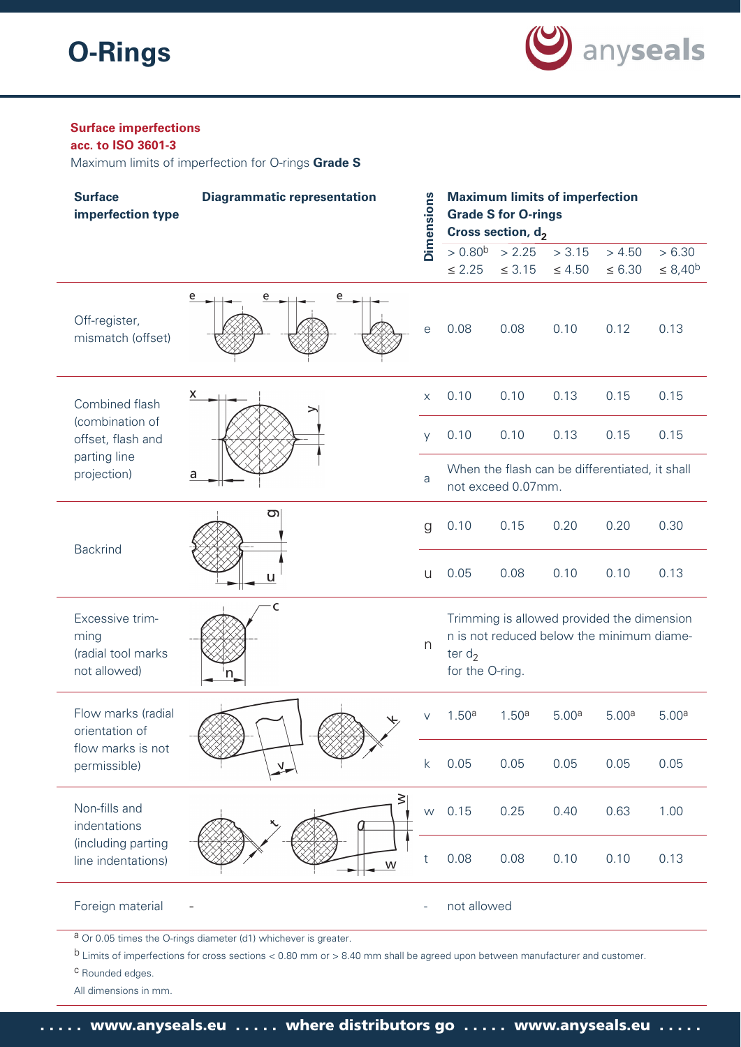# O-Rings

**Surface imperfections**
**acc. to ISO 3601-3**

Maximum limits of imperfection for O-rings **Grade S**

| Surface imperfection type | Diagrammatic representation | Dimensions | Maximum limits of imperfection Grade S for O-rings Cross section, $d_2$ | | | | |
|---|---|---|---|---|---|---|---|
| | | | > 0.80[b] ≤ 2.25 | > 2.25 ≤ 3.15 | > 3.15 ≤ 4.50 | > 4.50 ≤ 6.30 | > 6.30 ≤ 8,40[b] |
| Off-register, mismatch (offset) | | e | 0.08 | 0.08 | 0.10 | 0.12 | 0.13 |
| Combined flash (combination of offset, flash and parting line projection) | | x | 0.10 | 0.10 | 0.13 | 0.15 | 0.15 |
| | | y | 0.10 | 0.10 | 0.13 | 0.15 | 0.15 |
| | | a | When the flash can be differentiated, it shall not exceed 0.07mm. | | | | |
| Backrind | | g | 0.10 | 0.15 | 0.20 | 0.20 | 0.30 |
| | | u | 0.05 | 0.08 | 0.10 | 0.10 | 0.13 |
| Excessive trimming (radial tool marks not allowed) | | n | Trimming is allowed provided the dimension n is not reduced below the minimum diameter $d_2$ for the O-ring. | | | | |
| Flow marks (radial orientation of flow marks is not permissible) | | v | 1.50[a] | 1.50[a] | 5.00[a] | 5.00[a] | 5.00[a] |
| | | k | 0.05 | 0.05 | 0.05 | 0.05 | 0.05 |
| Non-fills and indentations (including parting line indentations) | | w | 0.15 | 0.25 | 0.40 | 0.63 | 1.00 |
| | | t | 0.08 | 0.08 | 0.10 | 0.10 | 0.13 |
| Foreign material | - | - | not allowed | | | | |

[a] Or 0.05 times the O-rings diameter (d1) whichever is greater.

[b] Limits of imperfections for cross sections < 0.80 mm or > 8.40 mm shall be agreed upon between manufacturer and customer.

[c] Rounded edges.

All dimensions in mm.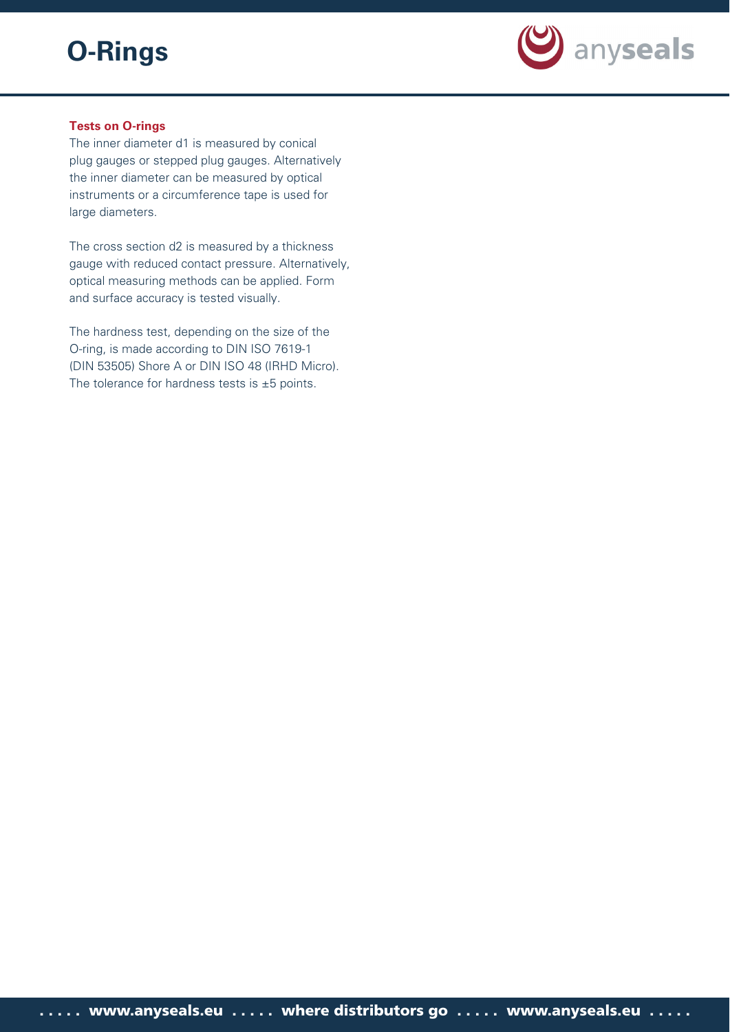### Tests on O-rings

The inner diameter d1 is measured by conical plug gauges or stepped plug gauges. Alternatively the inner diameter can be measured by optical instruments or a circumference tape is used for large diameters.

The cross section d2 is measured by a thickness gauge with reduced contact pressure. Alternatively, optical measuring methods can be applied. Form and surface accuracy is tested visually.

The hardness test, depending on the size of the O-ring, is made according to DIN ISO 7619-1 (DIN 53505) Shore A or DIN ISO 48 (IRHD Micro). The tolerance for hardness tests is ±5 points.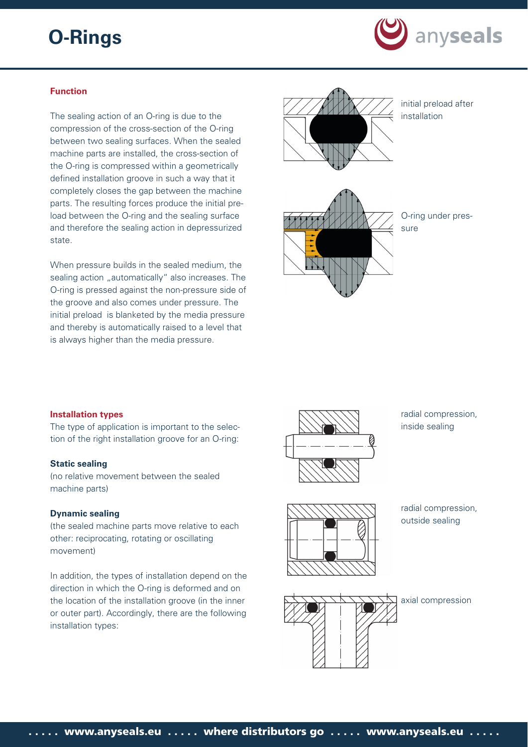# O-Rings

## Function

The sealing action of an O-ring is due to the compression of the cross-section of the O-ring between two sealing surfaces. When the sealed machine parts are installed, the cross-section of the O-ring is compressed within a geometrically defined installation groove in such a way that it completely closes the gap between the machine parts. The resulting forces produce the initial preload between the O-ring and the sealing surface and therefore the sealing action in depressurized state.

When pressure builds in the sealed medium, the sealing action „automatically" also increases. The O-ring is pressed against the non-pressure side of the groove and also comes under pressure. The initial preload is blanketed by the media pressure and thereby is automatically raised to a level that is always higher than the media pressure.

initial preload after installation

O-ring under pressure

## Installation types

The type of application is important to the selection of the right installation groove for an O-ring:

**Static sealing**
(no relative movement between the sealed machine parts)

**Dynamic sealing**
(the sealed machine parts move relative to each other: reciprocating, rotating or oscillating movement)

In addition, the types of installation depend on the direction in which the O-ring is deformed and on the location of the installation groove (in the inner or outer part). Accordingly, there are the following installation types:

radial compression, inside sealing

radial compression, outside sealing

axial compression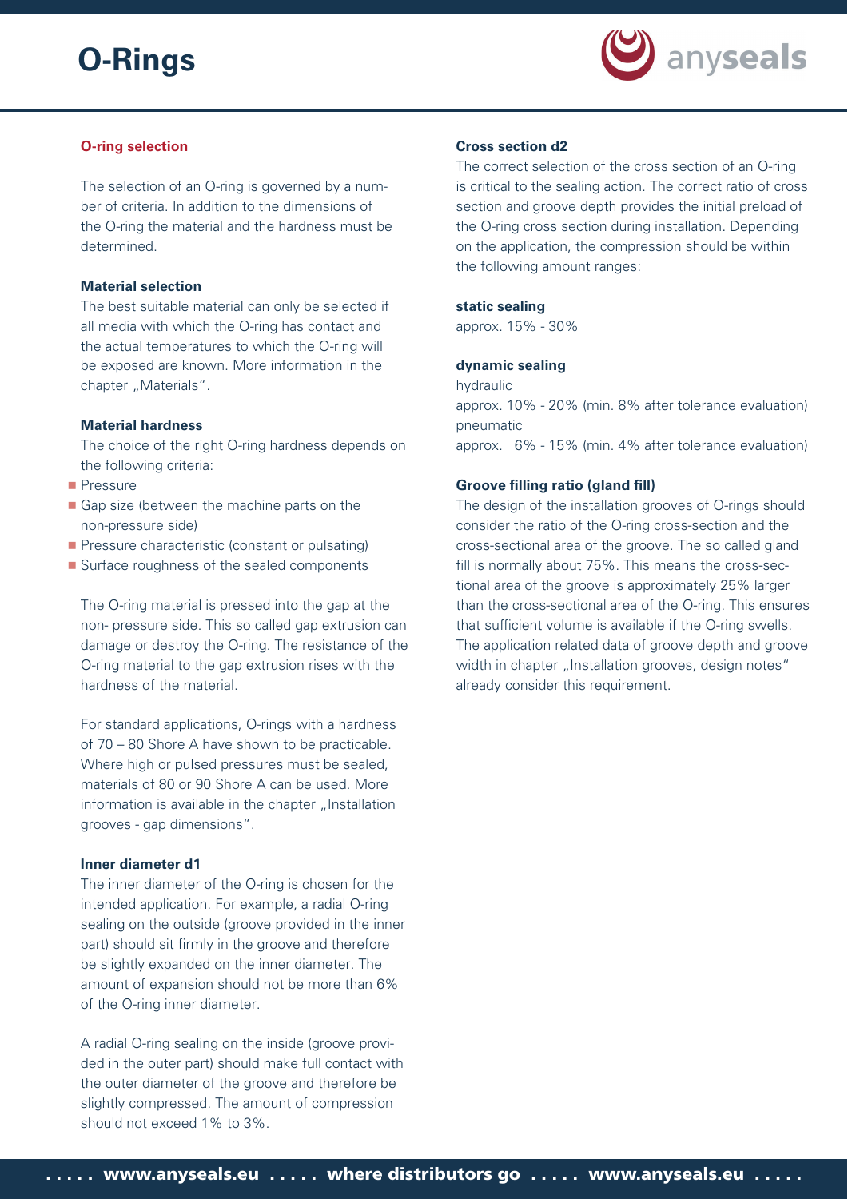# O-Rings

### O-ring selection

The selection of an O-ring is governed by a number of criteria. In addition to the dimensions of the O-ring the material and the hardness must be determined.

**Material selection**

The best suitable material can only be selected if all media with which the O-ring has contact and the actual temperatures to which the O-ring will be exposed are known. More information in the chapter „Materials".

**Material hardness**

The choice of the right O-ring hardness depends on the following criteria:

- Pressure
- Gap size (between the machine parts on the non-pressure side)
- Pressure characteristic (constant or pulsating)
- Surface roughness of the sealed components

The O-ring material is pressed into the gap at the non- pressure side. This so called gap extrusion can damage or destroy the O-ring. The resistance of the O-ring material to the gap extrusion rises with the hardness of the material.

For standard applications, O-rings with a hardness of 70 – 80 Shore A have shown to be practicable. Where high or pulsed pressures must be sealed, materials of 80 or 90 Shore A can be used. More information is available in the chapter „Installation grooves - gap dimensions".

**Inner diameter d1**

The inner diameter of the O-ring is chosen for the intended application. For example, a radial O-ring sealing on the outside (groove provided in the inner part) should sit firmly in the groove and therefore be slightly expanded on the inner diameter. The amount of expansion should not be more than 6% of the O-ring inner diameter.

A radial O-ring sealing on the inside (groove provided in the outer part) should make full contact with the outer diameter of the groove and therefore be slightly compressed. The amount of compression should not exceed 1% to 3%.

**Cross section d2**

The correct selection of the cross section of an O-ring is critical to the sealing action. The correct ratio of cross section and groove depth provides the initial preload of the O-ring cross section during installation. Depending on the application, the compression should be within the following amount ranges:

**static sealing**

approx. 15% - 30%

**dynamic sealing**

hydraulic

approx. 10% - 20% (min. 8% after tolerance evaluation)

pneumatic

approx. 6% - 15% (min. 4% after tolerance evaluation)

**Groove filling ratio (gland fill)**

The design of the installation grooves of O-rings should consider the ratio of the O-ring cross-section and the cross-sectional area of the groove. The so called gland fill is normally about 75%. This means the cross-sectional area of the groove is approximately 25% larger than the cross-sectional area of the O-ring. This ensures that sufficient volume is available if the O-ring swells. The application related data of groove depth and groove width in chapter „Installation grooves, design notes" already consider this requirement.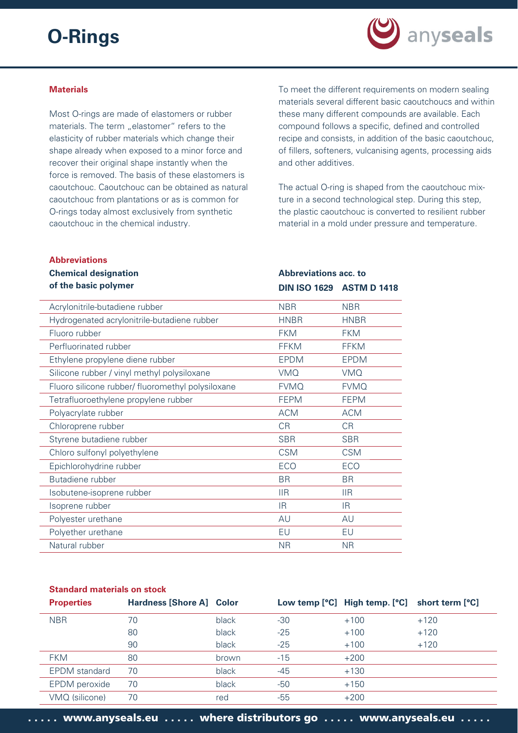# O-Rings

## Materials

Most O-rings are made of elastomers or rubber materials. The term „elastomer" refers to the elasticity of rubber materials which change their shape already when exposed to a minor force and recover their original shape instantly when the force is removed. The basis of these elastomers is caoutchouc. Caoutchouc can be obtained as natural caoutchouc from plantations or as is common for O-rings today almost exclusively from synthetic caoutchouc in the chemical industry.

To meet the different requirements on modern sealing materials several different basic caoutchoucs and within these many different compounds are available. Each compound follows a specific, defined and controlled recipe and consists, in addition of the basic caoutchouc, of fillers, softeners, vulcanising agents, processing aids and other additives.

The actual O-ring is shaped from the caoutchouc mixture in a second technological step. During this step, the plastic caoutchouc is converted to resilient rubber material in a mold under pressure and temperature.

## Abbreviations

| Chemical designation of the basic polymer | Abbreviations acc. to DIN ISO 1629 | ASTM D 1418 |
|---|---|---|
| Acrylonitrile-butadiene rubber | NBR | NBR |
| Hydrogenated acrylonitrile-butadiene rubber | HNBR | HNBR |
| Fluoro rubber | FKM | FKM |
| Perfluorinated rubber | FFKM | FFKM |
| Ethylene propylene diene rubber | EPDM | EPDM |
| Silicone rubber / vinyl methyl polysiloxane | VMQ | VMQ |
| Fluoro silicone rubber/ fluoromethyl polysiloxane | FVMQ | FVMQ |
| Tetrafluoroethylene propylene rubber | FEPM | FEPM |
| Polyacrylate rubber | ACM | ACM |
| Chloroprene rubber | CR | CR |
| Styrene butadiene rubber | SBR | SBR |
| Chloro sulfonyl polyethylene | CSM | CSM |
| Epichlorohydrine rubber | ECO | ECO |
| Butadiene rubber | BR | BR |
| Isobutene-isoprene rubber | IIR | IIR |
| Isoprene rubber | IR | IR |
| Polyester urethane | AU | AU |
| Polyether urethane | EU | EU |
| Natural rubber | NR | NR |

## Standard materials on stock

| Properties | Hardness [Shore A] | Color | Low temp [°C] | High temp. [°C] | short term [°C] |
|---|---|---|---|---|---|
| NBR | 70 | black | -30 | +100 | +120 |
| | 80 | black | -25 | +100 | +120 |
| | 90 | black | -25 | +100 | +120 |
| FKM | 80 | brown | -15 | +200 | |
| EPDM standard | 70 | black | -45 | +130 | |
| EPDM peroxide | 70 | black | -50 | +150 | |
| VMQ (silicone) | 70 | red | -55 | +200 | |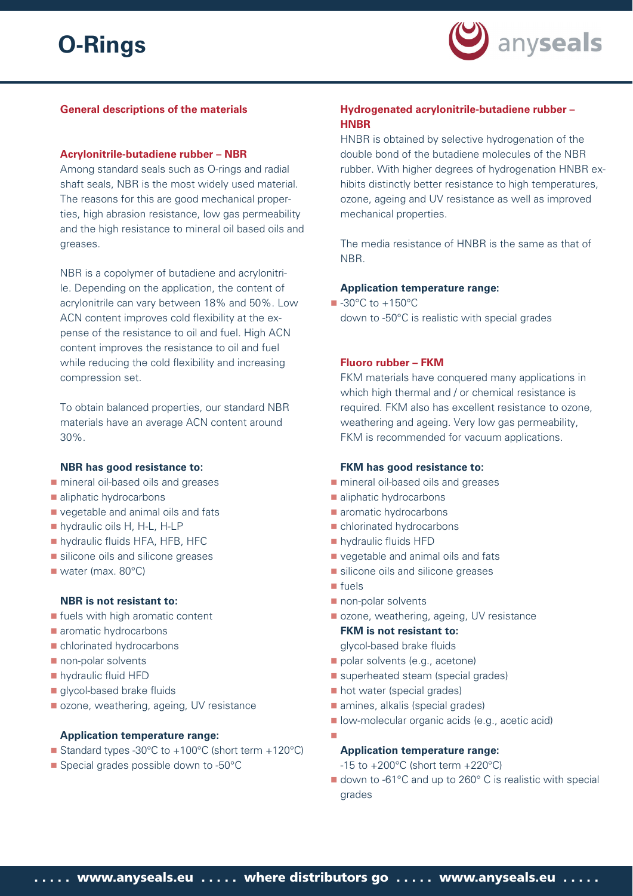# O-Rings

## General descriptions of the materials

### Acrylonitrile-butadiene rubber – NBR

Among standard seals such as O-rings and radial shaft seals, NBR is the most widely used material. The reasons for this are good mechanical properties, high abrasion resistance, low gas permeability and the high resistance to mineral oil based oils and greases.

NBR is a copolymer of butadiene and acrylonitrile. Depending on the application, the content of acrylonitrile can vary between 18% and 50%. Low ACN content improves cold flexibility at the expense of the resistance to oil and fuel. High ACN content improves the resistance to oil and fuel while reducing the cold flexibility and increasing compression set.

To obtain balanced properties, our standard NBR materials have an average ACN content around 30%.

**NBR has good resistance to:**

- mineral oil-based oils and greases
- aliphatic hydrocarbons
- vegetable and animal oils and fats
- hydraulic oils H, H-L, H-LP
- hydraulic fluids HFA, HFB, HFC
- silicone oils and silicone greases
- water (max. 80°C)

**NBR is not resistant to:**

- fuels with high aromatic content
- aromatic hydrocarbons
- chlorinated hydrocarbons
- non-polar solvents
- hydraulic fluid HFD
- glycol-based brake fluids
- ozone, weathering, ageing, UV resistance

**Application temperature range:**

- Standard types -30°C to +100°C (short term +120°C)
- Special grades possible down to -50°C

### Hydrogenated acrylonitrile-butadiene rubber – HNBR

HNBR is obtained by selective hydrogenation of the double bond of the butadiene molecules of the NBR rubber. With higher degrees of hydrogenation HNBR exhibits distinctly better resistance to high temperatures, ozone, ageing and UV resistance as well as improved mechanical properties.

The media resistance of HNBR is the same as that of NBR.

**Application temperature range:**

- -30°C to +150°C
  down to -50°C is realistic with special grades

### Fluoro rubber – FKM

FKM materials have conquered many applications in which high thermal and / or chemical resistance is required. FKM also has excellent resistance to ozone, weathering and ageing. Very low gas permeability, FKM is recommended for vacuum applications.

**FKM has good resistance to:**

- mineral oil-based oils and greases
- aliphatic hydrocarbons
- aromatic hydrocarbons
- chlorinated hydrocarbons
- hydraulic fluids HFD
- vegetable and animal oils and fats
- silicone oils and silicone greases
- fuels
- non-polar solvents
- ozone, weathering, ageing, UV resistance

**FKM is not resistant to:**

glycol-based brake fluids

- polar solvents (e.g., acetone)
- superheated steam (special grades)
- hot water (special grades)
- amines, alkalis (special grades)
- low-molecular organic acids (e.g., acetic acid)

**Application temperature range:**

-15 to +200°C (short term +220°C)

- down to -61°C and up to 260° C is realistic with special grades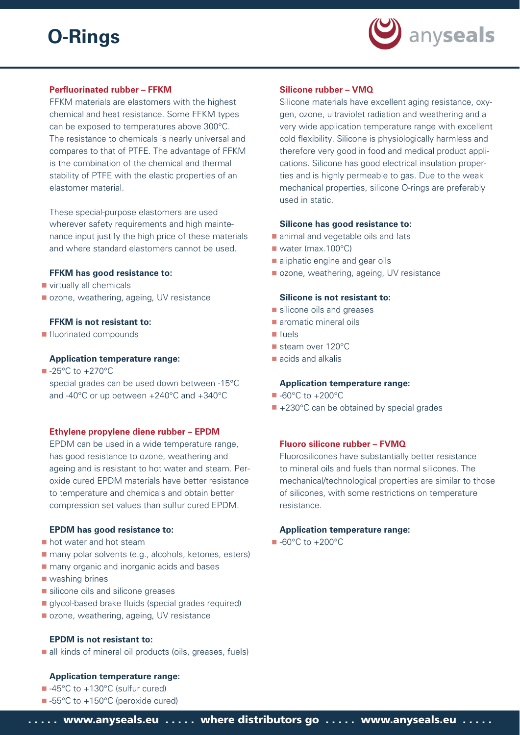# O-Rings

## Perfluorinated rubber – FFKM

FFKM materials are elastomers with the highest chemical and heat resistance. Some FFKM types can be exposed to temperatures above 300°C. The resistance to chemicals is nearly universal and compares to that of PTFE. The advantage of FFKM is the combination of the chemical and thermal stability of PTFE with the elastic properties of an elastomer material.

These special-purpose elastomers are used wherever safety requirements and high maintenance input justify the high price of these materials and where standard elastomers cannot be used.

**FFKM has good resistance to:**

- virtually all chemicals
- ozone, weathering, ageing, UV resistance

**FFKM is not resistant to:**

- fluorinated compounds

**Application temperature range:**

- -25°C to +270°C
  special grades can be used down between -15°C and -40°C or up between +240°C and +340°C

## Ethylene propylene diene rubber – EPDM

EPDM can be used in a wide temperature range, has good resistance to ozone, weathering and ageing and is resistant to hot water and steam. Peroxide cured EPDM materials have better resistance to temperature and chemicals and obtain better compression set values than sulfur cured EPDM.

**EPDM has good resistance to:**

- hot water and hot steam
- many polar solvents (e.g., alcohols, ketones, esters)
- many organic and inorganic acids and bases
- washing brines
- silicone oils and silicone greases
- glycol-based brake fluids (special grades required)
- ozone, weathering, ageing, UV resistance

**EPDM is not resistant to:**

- all kinds of mineral oil products (oils, greases, fuels)

**Application temperature range:**

- -45°C to +130°C (sulfur cured)
- -55°C to +150°C (peroxide cured)

## Silicone rubber – VMQ

Silicone materials have excellent aging resistance, oxygen, ozone, ultraviolet radiation and weathering and a very wide application temperature range with excellent cold flexibility. Silicone is physiologically harmless and therefore very good in food and medical product applications. Silicone has good electrical insulation properties and is highly permeable to gas. Due to the weak mechanical properties, silicone O-rings are preferably used in static.

**Silicone has good resistance to:**

- animal and vegetable oils and fats
- water (max.100°C)
- aliphatic engine and gear oils
- ozone, weathering, ageing, UV resistance

**Silicone is not resistant to:**

- silicone oils and greases
- aromatic mineral oils
- fuels
- steam over 120°C
- acids and alkalis

**Application temperature range:**

- -60°C to +200°C
- +230°C can be obtained by special grades

## Fluoro silicone rubber – FVMQ

Fluorosilicones have substantially better resistance to mineral oils and fuels than normal silicones. The mechanical/technological properties are similar to those of silicones, with some restrictions on temperature resistance.

**Application temperature range:**

- -60°C to +200°C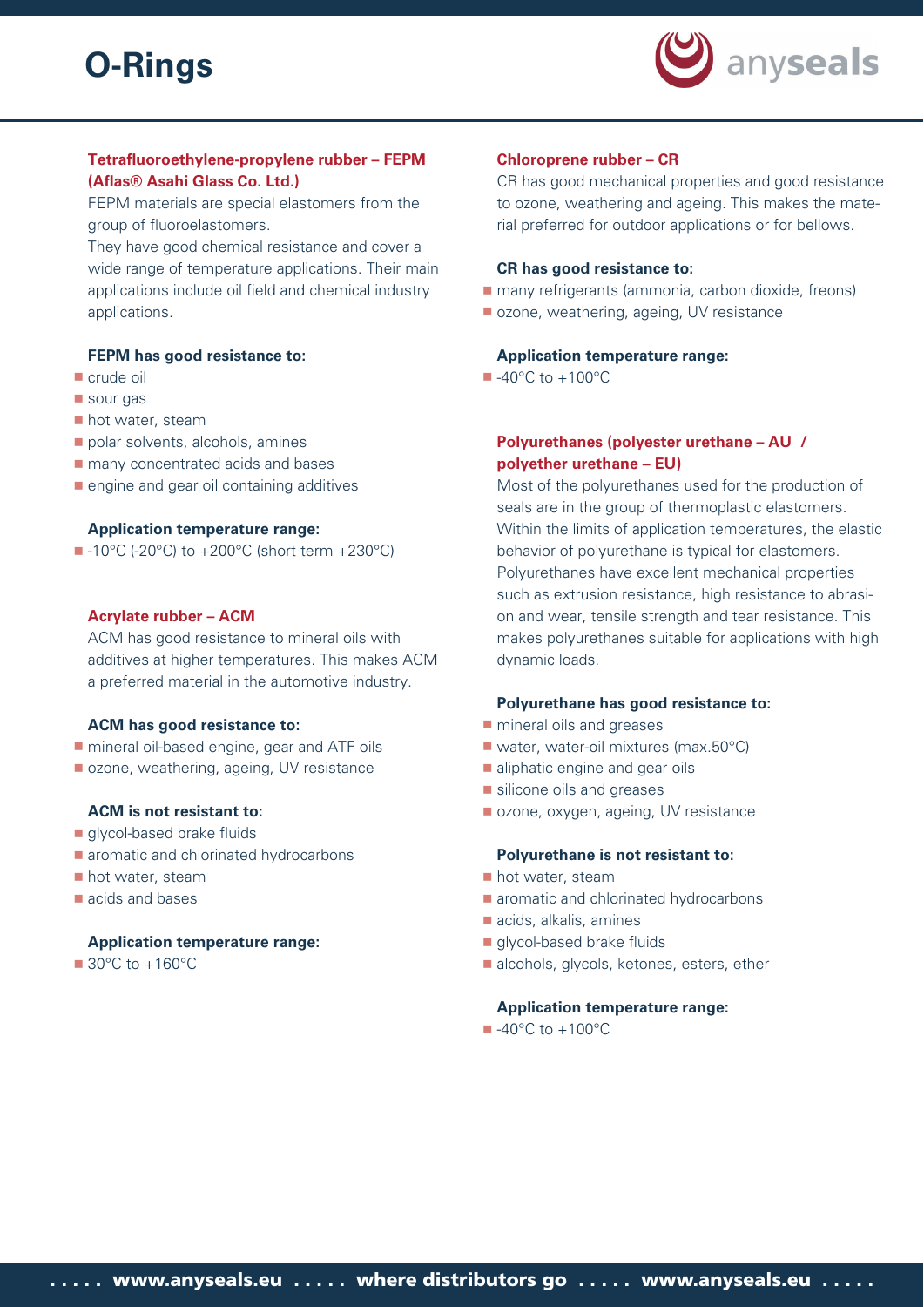# O-Rings

### Tetrafluoroethylene-propylene rubber – FEPM (Aflas® Asahi Glass Co. Ltd.)

FEPM materials are special elastomers from the group of fluoroelastomers.
They have good chemical resistance and cover a wide range of temperature applications. Their main applications include oil field and chemical industry applications.

**FEPM has good resistance to:**

- crude oil
- sour gas
- hot water, steam
- polar solvents, alcohols, amines
- many concentrated acids and bases
- engine and gear oil containing additives

**Application temperature range:**

- -10°C (-20°C) to +200°C (short term +230°C)

### Acrylate rubber – ACM

ACM has good resistance to mineral oils with additives at higher temperatures. This makes ACM a preferred material in the automotive industry.

**ACM has good resistance to:**

- mineral oil-based engine, gear and ATF oils
- ozone, weathering, ageing, UV resistance

**ACM is not resistant to:**

- glycol-based brake fluids
- aromatic and chlorinated hydrocarbons
- hot water, steam
- acids and bases

**Application temperature range:**

- 30°C to +160°C

### Chloroprene rubber – CR

CR has good mechanical properties and good resistance to ozone, weathering and ageing. This makes the material preferred for outdoor applications or for bellows.

**CR has good resistance to:**

- many refrigerants (ammonia, carbon dioxide, freons)
- ozone, weathering, ageing, UV resistance

**Application temperature range:**

- -40°C to +100°C

### Polyurethanes (polyester urethane – AU / polyether urethane – EU)

Most of the polyurethanes used for the production of seals are in the group of thermoplastic elastomers. Within the limits of application temperatures, the elastic behavior of polyurethane is typical for elastomers. Polyurethanes have excellent mechanical properties such as extrusion resistance, high resistance to abrasion and wear, tensile strength and tear resistance. This makes polyurethanes suitable for applications with high dynamic loads.

**Polyurethane has good resistance to:**

- mineral oils and greases
- water, water-oil mixtures (max.50°C)
- aliphatic engine and gear oils
- silicone oils and greases
- ozone, oxygen, ageing, UV resistance

**Polyurethane is not resistant to:**

- hot water, steam
- aromatic and chlorinated hydrocarbons
- acids, alkalis, amines
- glycol-based brake fluids
- alcohols, glycols, ketones, esters, ether

**Application temperature range:**

- -40°C to +100°C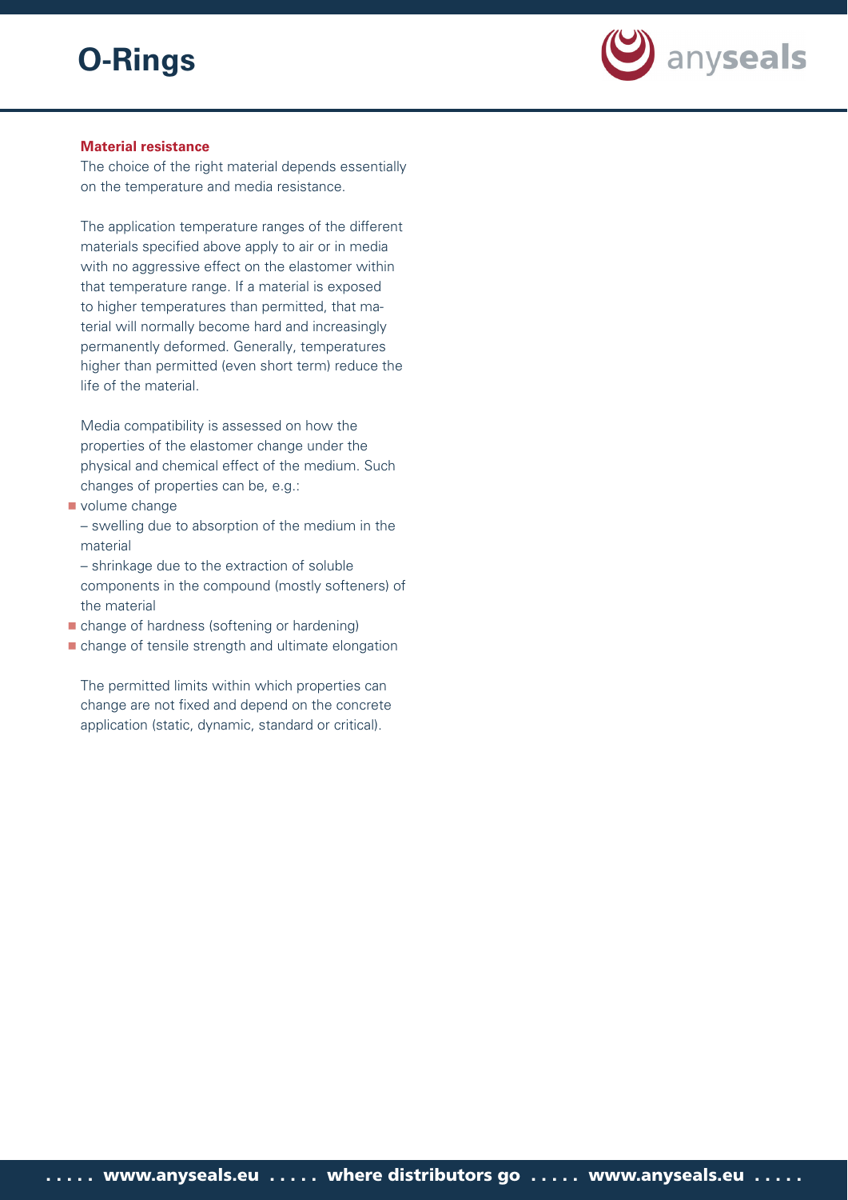#### Material resistance

The choice of the right material depends essentially on the temperature and media resistance.

The application temperature ranges of the different materials specified above apply to air or in media with no aggressive effect on the elastomer within that temperature range. If a material is exposed to higher temperatures than permitted, that material will normally become hard and increasingly permanently deformed. Generally, temperatures higher than permitted (even short term) reduce the life of the material.

Media compatibility is assessed on how the properties of the elastomer change under the physical and chemical effect of the medium. Such changes of properties can be, e.g.:

- volume change
  – swelling due to absorption of the medium in the material
  – shrinkage due to the extraction of soluble components in the compound (mostly softeners) of the material
- change of hardness (softening or hardening)
- change of tensile strength and ultimate elongation

The permitted limits within which properties can change are not fixed and depend on the concrete application (static, dynamic, standard or critical).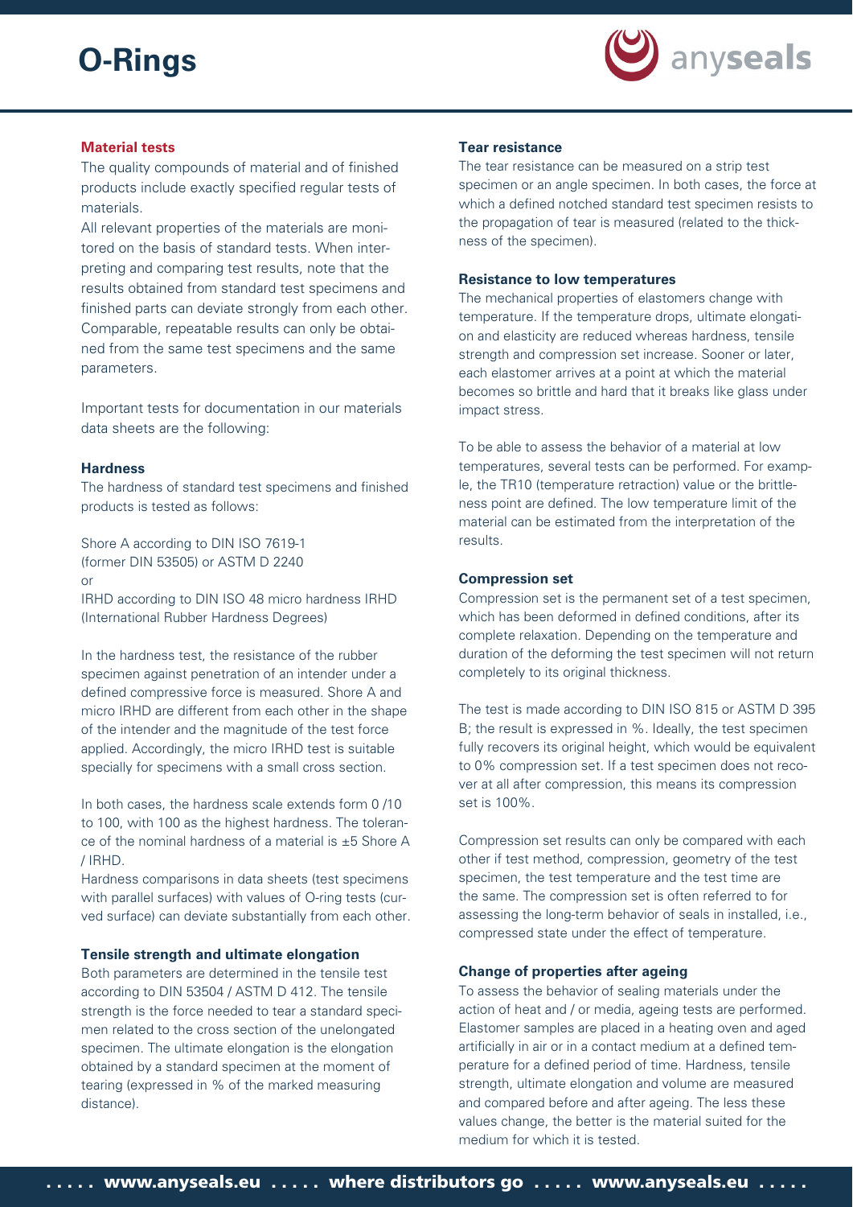# O-Rings

## Material tests

The quality compounds of material and of finished products include exactly specified regular tests of materials.

All relevant properties of the materials are monitored on the basis of standard tests. When interpreting and comparing test results, note that the results obtained from standard test specimens and finished parts can deviate strongly from each other. Comparable, repeatable results can only be obtained from the same test specimens and the same parameters.

Important tests for documentation in our materials data sheets are the following:

### Hardness

The hardness of standard test specimens and finished products is tested as follows:

Shore A according to DIN ISO 7619-1 (former DIN 53505) or ASTM D 2240
or
IRHD according to DIN ISO 48 micro hardness IRHD (International Rubber Hardness Degrees)

In the hardness test, the resistance of the rubber specimen against penetration of an intender under a defined compressive force is measured. Shore A and micro IRHD are different from each other in the shape of the intender and the magnitude of the test force applied. Accordingly, the micro IRHD test is suitable specially for specimens with a small cross section.

In both cases, the hardness scale extends form 0 /10 to 100, with 100 as the highest hardness. The tolerance of the nominal hardness of a material is ±5 Shore A / IRHD.

Hardness comparisons in data sheets (test specimens with parallel surfaces) with values of O-ring tests (curved surface) can deviate substantially from each other.

### Tensile strength and ultimate elongation

Both parameters are determined in the tensile test according to DIN 53504 / ASTM D 412. The tensile strength is the force needed to tear a standard specimen related to the cross section of the unelongated specimen. The ultimate elongation is the elongation obtained by a standard specimen at the moment of tearing (expressed in % of the marked measuring distance).

### Tear resistance

The tear resistance can be measured on a strip test specimen or an angle specimen. In both cases, the force at which a defined notched standard test specimen resists to the propagation of tear is measured (related to the thickness of the specimen).

### Resistance to low temperatures

The mechanical properties of elastomers change with temperature. If the temperature drops, ultimate elongation and elasticity are reduced whereas hardness, tensile strength and compression set increase. Sooner or later, each elastomer arrives at a point at which the material becomes so brittle and hard that it breaks like glass under impact stress.

To be able to assess the behavior of a material at low temperatures, several tests can be performed. For example, the TR10 (temperature retraction) value or the brittleness point are defined. The low temperature limit of the material can be estimated from the interpretation of the results.

### Compression set

Compression set is the permanent set of a test specimen, which has been deformed in defined conditions, after its complete relaxation. Depending on the temperature and duration of the deforming the test specimen will not return completely to its original thickness.

The test is made according to DIN ISO 815 or ASTM D 395 B; the result is expressed in %. Ideally, the test specimen fully recovers its original height, which would be equivalent to 0% compression set. If a test specimen does not recover at all after compression, this means its compression set is 100%.

Compression set results can only be compared with each other if test method, compression, geometry of the test specimen, the test temperature and the test time are the same. The compression set is often referred to for assessing the long-term behavior of seals in installed, i.e., compressed state under the effect of temperature.

### Change of properties after ageing

To assess the behavior of sealing materials under the action of heat and / or media, ageing tests are performed. Elastomer samples are placed in a heating oven and aged artificially in air or in a contact medium at a defined temperature for a defined period of time. Hardness, tensile strength, ultimate elongation and volume are measured and compared before and after ageing. The less these values change, the better is the material suited for the medium for which it is tested.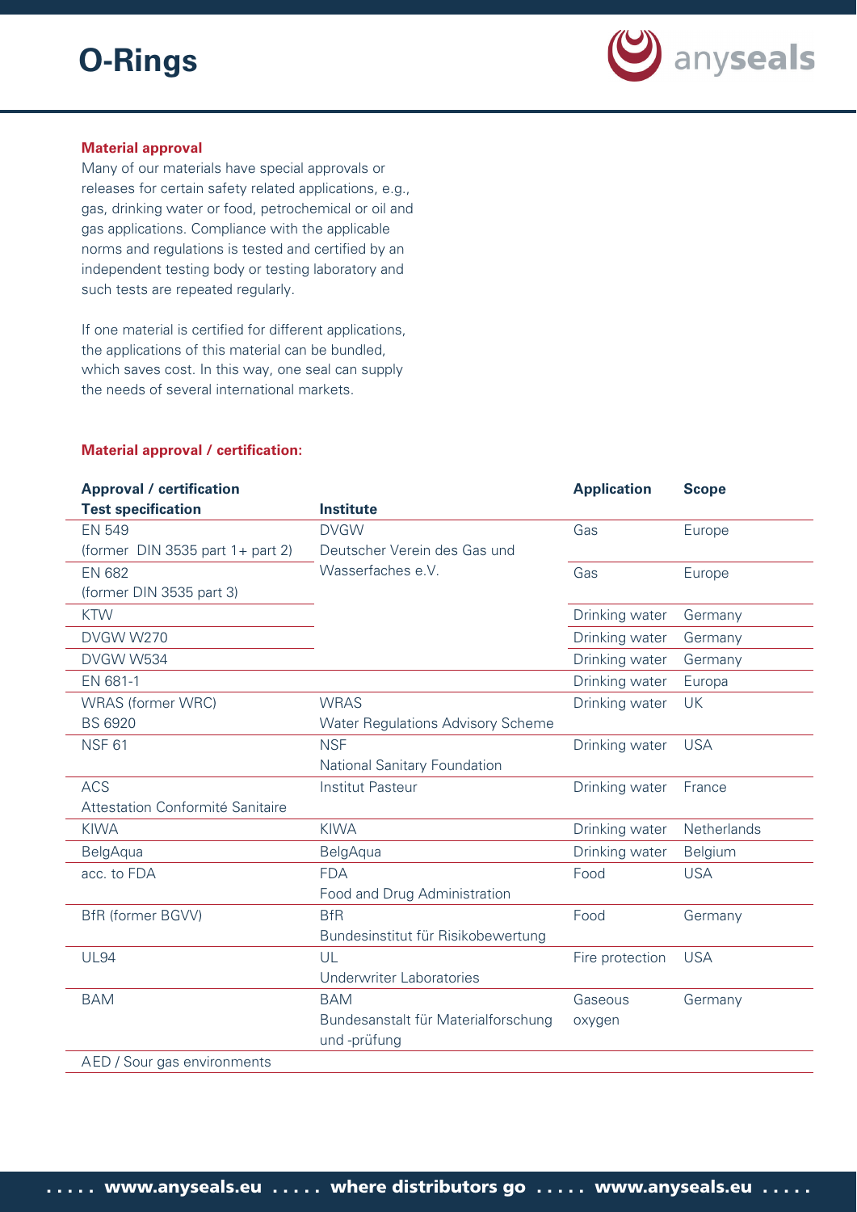# O-Rings

**Material approval**

Many of our materials have special approvals or releases for certain safety related applications, e.g., gas, drinking water or food, petrochemical or oil and gas applications. Compliance with the applicable norms and regulations is tested and certified by an independent testing body or testing laboratory and such tests are repeated regularly.

If one material is certified for different applications, the applications of this material can be bundled, which saves cost. In this way, one seal can supply the needs of several international markets.

**Material approval / certification:**

| Approval / certification<br>Test specification | Institute | Application | Scope |
|---|---|---|---|
| EN 549<br>(former DIN 3535 part 1+ part 2) | DVGW<br>Deutscher Verein des Gas und Wasserfaches e.V. | Gas | Europe |
| EN 682<br>(former DIN 3535 part 3) | | Gas | Europe |
| KTW | | Drinking water | Germany |
| DVGW W270 | | Drinking water | Germany |
| DVGW W534 | | Drinking water | Germany |
| EN 681-1 | | Drinking water | Europa |
| WRAS (former WRC)<br>BS 6920 | WRAS<br>Water Regulations Advisory Scheme | Drinking water | UK |
| NSF 61 | NSF<br>National Sanitary Foundation | Drinking water | USA |
| ACS<br>Attestation Conformité Sanitaire | Institut Pasteur | Drinking water | France |
| KIWA | KIWA | Drinking water | Netherlands |
| BelgAqua | BelgAqua | Drinking water | Belgium |
| acc. to FDA | FDA<br>Food and Drug Administration | Food | USA |
| BfR (former BGVV) | BfR<br>Bundesinstitut für Risikobewertung | Food | Germany |
| UL94 | UL<br>Underwriter Laboratories | Fire protection | USA |
| BAM | BAM<br>Bundesanstalt für Materialforschung und -prüfung | Gaseous oxygen | Germany |
| AED / Sour gas environments | | | |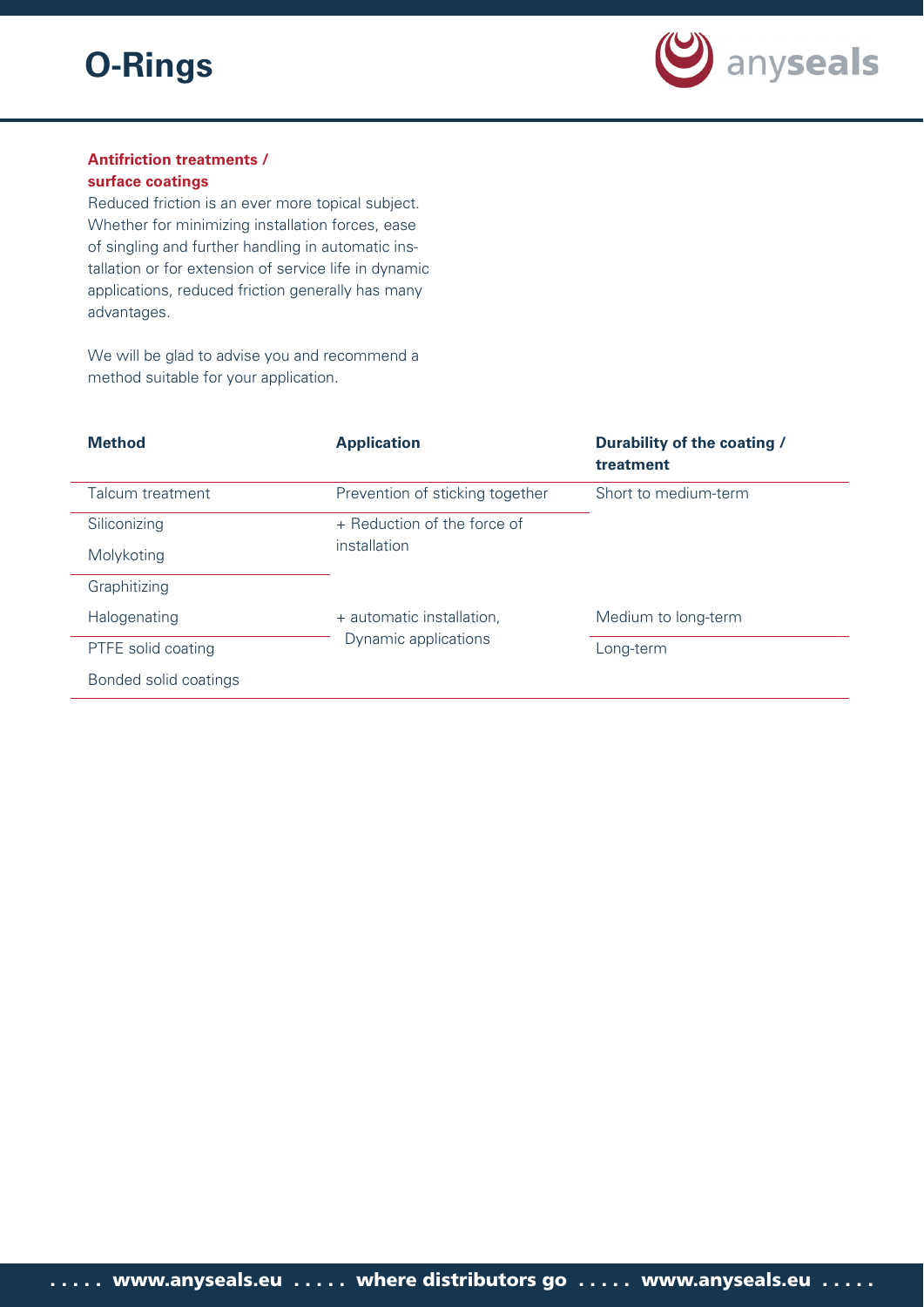# O-Rings

**Antifriction treatments / surface coatings**

Reduced friction is an ever more topical subject. Whether for minimizing installation forces, ease of singling and further handling in automatic installation or for extension of service life in dynamic applications, reduced friction generally has many advantages.

We will be glad to advise you and recommend a method suitable for your application.

| Method | Application | Durability of the coating / treatment |
|---|---|---|
| Talcum treatment | Prevention of sticking together | Short to medium-term |
| Siliconizing | + Reduction of the force of installation | |
| Molykoting | | |
| Graphitizing | | |
| Halogenating | + automatic installation, Dynamic applications | Medium to long-term |
| PTFE solid coating | | Long-term |
| Bonded solid coatings | | |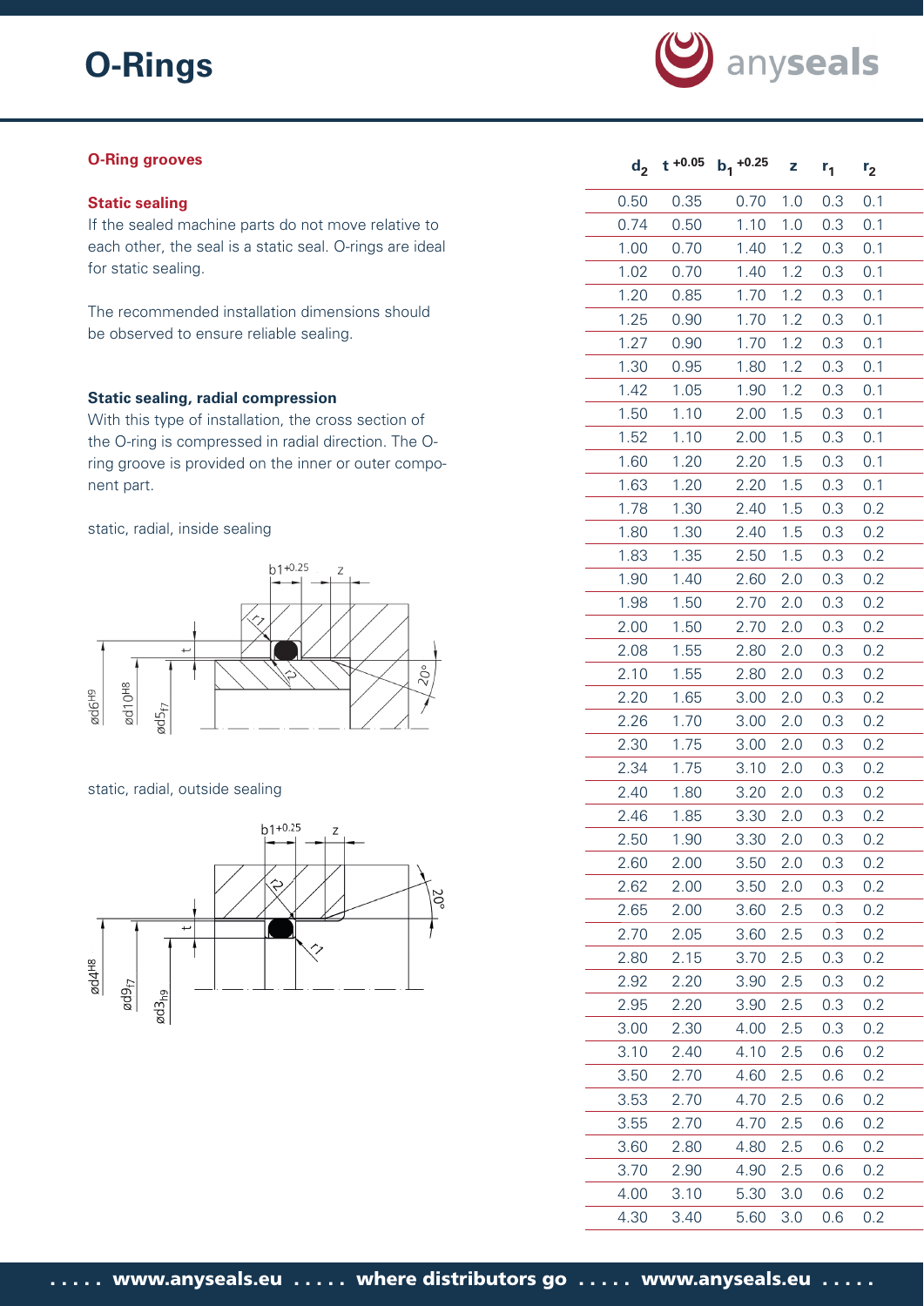# O-Rings

## O-Ring grooves

### Static sealing

If the sealed machine parts do not move relative to each other, the seal is a static seal. O-rings are ideal for static sealing.

The recommended installation dimensions should be observed to ensure reliable sealing.

### Static sealing, radial compression

With this type of installation, the cross section of the O-ring is compressed in radial direction. The O-ring groove is provided on the inner or outer component part.

static, radial, inside sealing

static, radial, outside sealing

| $d_2$ | $t^{+0.05}$ | $b_1^{+0.25}$ | z | $r_1$ | $r_2$ |
|---|---|---|---|---|---|
| 0.50 | 0.35 | 0.70 | 1.0 | 0.3 | 0.1 |
| 0.74 | 0.50 | 1.10 | 1.0 | 0.3 | 0.1 |
| 1.00 | 0.70 | 1.40 | 1.2 | 0.3 | 0.1 |
| 1.02 | 0.70 | 1.40 | 1.2 | 0.3 | 0.1 |
| 1.20 | 0.85 | 1.70 | 1.2 | 0.3 | 0.1 |
| 1.25 | 0.90 | 1.70 | 1.2 | 0.3 | 0.1 |
| 1.27 | 0.90 | 1.70 | 1.2 | 0.3 | 0.1 |
| 1.30 | 0.95 | 1.80 | 1.2 | 0.3 | 0.1 |
| 1.42 | 1.05 | 1.90 | 1.2 | 0.3 | 0.1 |
| 1.50 | 1.10 | 2.00 | 1.5 | 0.3 | 0.1 |
| 1.52 | 1.10 | 2.00 | 1.5 | 0.3 | 0.1 |
| 1.60 | 1.20 | 2.20 | 1.5 | 0.3 | 0.1 |
| 1.63 | 1.20 | 2.20 | 1.5 | 0.3 | 0.1 |
| 1.78 | 1.30 | 2.40 | 1.5 | 0.3 | 0.2 |
| 1.80 | 1.30 | 2.40 | 1.5 | 0.3 | 0.2 |
| 1.83 | 1.35 | 2.50 | 1.5 | 0.3 | 0.2 |
| 1.90 | 1.40 | 2.60 | 2.0 | 0.3 | 0.2 |
| 1.98 | 1.50 | 2.70 | 2.0 | 0.3 | 0.2 |
| 2.00 | 1.50 | 2.70 | 2.0 | 0.3 | 0.2 |
| 2.08 | 1.55 | 2.80 | 2.0 | 0.3 | 0.2 |
| 2.10 | 1.55 | 2.80 | 2.0 | 0.3 | 0.2 |
| 2.20 | 1.65 | 3.00 | 2.0 | 0.3 | 0.2 |
| 2.26 | 1.70 | 3.00 | 2.0 | 0.3 | 0.2 |
| 2.30 | 1.75 | 3.00 | 2.0 | 0.3 | 0.2 |
| 2.34 | 1.75 | 3.10 | 2.0 | 0.3 | 0.2 |
| 2.40 | 1.80 | 3.20 | 2.0 | 0.3 | 0.2 |
| 2.46 | 1.85 | 3.30 | 2.0 | 0.3 | 0.2 |
| 2.50 | 1.90 | 3.30 | 2.0 | 0.3 | 0.2 |
| 2.60 | 2.00 | 3.50 | 2.0 | 0.3 | 0.2 |
| 2.62 | 2.00 | 3.50 | 2.0 | 0.3 | 0.2 |
| 2.65 | 2.00 | 3.60 | 2.5 | 0.3 | 0.2 |
| 2.70 | 2.05 | 3.60 | 2.5 | 0.3 | 0.2 |
| 2.80 | 2.15 | 3.70 | 2.5 | 0.3 | 0.2 |
| 2.92 | 2.20 | 3.90 | 2.5 | 0.3 | 0.2 |
| 2.95 | 2.20 | 3.90 | 2.5 | 0.3 | 0.2 |
| 3.00 | 2.30 | 4.00 | 2.5 | 0.3 | 0.2 |
| 3.10 | 2.40 | 4.10 | 2.5 | 0.6 | 0.2 |
| 3.50 | 2.70 | 4.60 | 2.5 | 0.6 | 0.2 |
| 3.53 | 2.70 | 4.70 | 2.5 | 0.6 | 0.2 |
| 3.55 | 2.70 | 4.70 | 2.5 | 0.6 | 0.2 |
| 3.60 | 2.80 | 4.80 | 2.5 | 0.6 | 0.2 |
| 3.70 | 2.90 | 4.90 | 2.5 | 0.6 | 0.2 |
| 4.00 | 3.10 | 5.30 | 3.0 | 0.6 | 0.2 |
| 4.30 | 3.40 | 5.60 | 3.0 | 0.6 | 0.2 |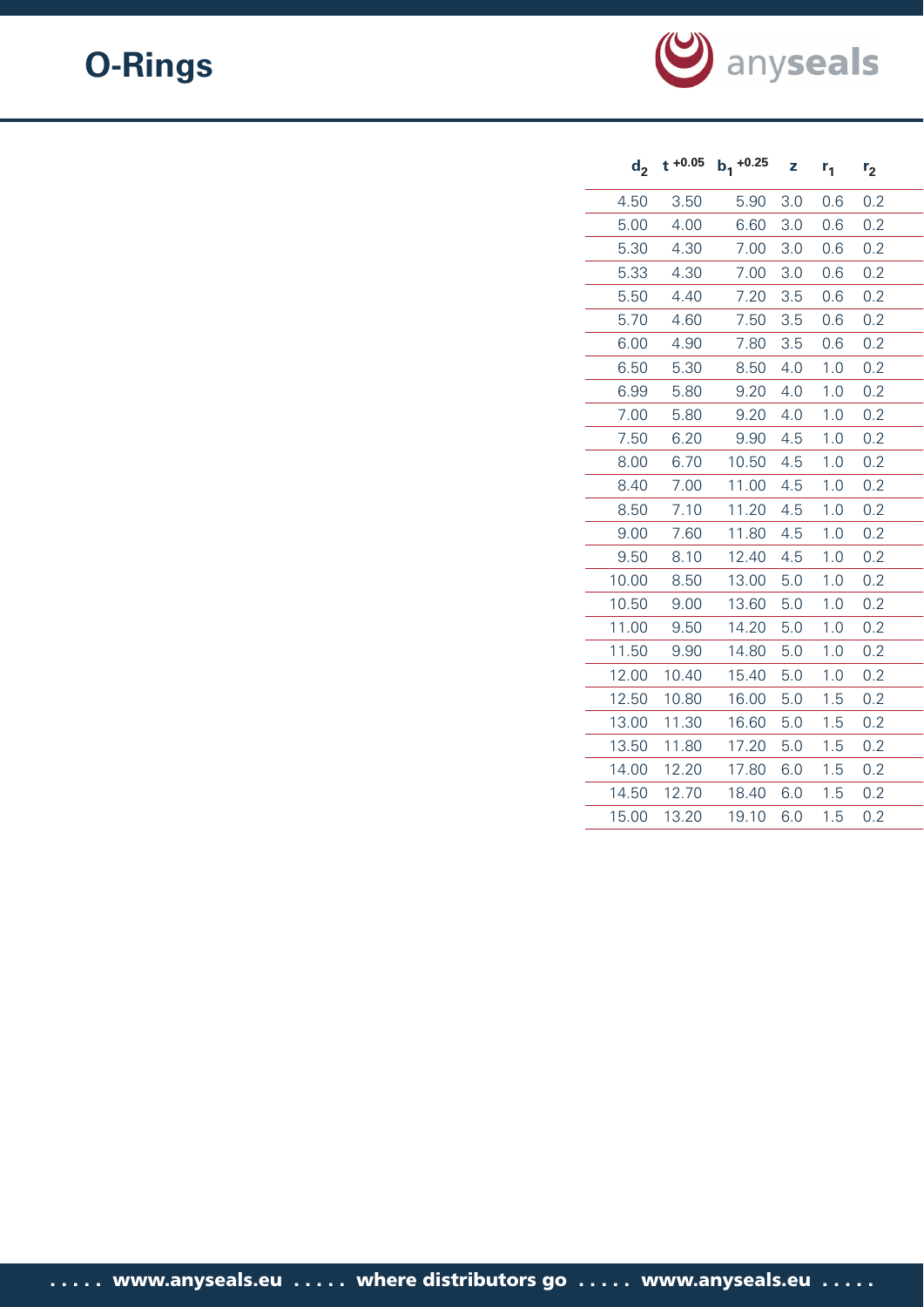# O-Rings

| $d_2$ | $t^{+0.05}$ | $b_1^{+0.25}$ | z | $r_1$ | $r_2$ |
|---|---|---|---|---|---|
| 4.50 | 3.50 | 5.90 | 3.0 | 0.6 | 0.2 |
| 5.00 | 4.00 | 6.60 | 3.0 | 0.6 | 0.2 |
| 5.30 | 4.30 | 7.00 | 3.0 | 0.6 | 0.2 |
| 5.33 | 4.30 | 7.00 | 3.0 | 0.6 | 0.2 |
| 5.50 | 4.40 | 7.20 | 3.5 | 0.6 | 0.2 |
| 5.70 | 4.60 | 7.50 | 3.5 | 0.6 | 0.2 |
| 6.00 | 4.90 | 7.80 | 3.5 | 0.6 | 0.2 |
| 6.50 | 5.30 | 8.50 | 4.0 | 1.0 | 0.2 |
| 6.99 | 5.80 | 9.20 | 4.0 | 1.0 | 0.2 |
| 7.00 | 5.80 | 9.20 | 4.0 | 1.0 | 0.2 |
| 7.50 | 6.20 | 9.90 | 4.5 | 1.0 | 0.2 |
| 8.00 | 6.70 | 10.50 | 4.5 | 1.0 | 0.2 |
| 8.40 | 7.00 | 11.00 | 4.5 | 1.0 | 0.2 |
| 8.50 | 7.10 | 11.20 | 4.5 | 1.0 | 0.2 |
| 9.00 | 7.60 | 11.80 | 4.5 | 1.0 | 0.2 |
| 9.50 | 8.10 | 12.40 | 4.5 | 1.0 | 0.2 |
| 10.00 | 8.50 | 13.00 | 5.0 | 1.0 | 0.2 |
| 10.50 | 9.00 | 13.60 | 5.0 | 1.0 | 0.2 |
| 11.00 | 9.50 | 14.20 | 5.0 | 1.0 | 0.2 |
| 11.50 | 9.90 | 14.80 | 5.0 | 1.0 | 0.2 |
| 12.00 | 10.40 | 15.40 | 5.0 | 1.0 | 0.2 |
| 12.50 | 10.80 | 16.00 | 5.0 | 1.5 | 0.2 |
| 13.00 | 11.30 | 16.60 | 5.0 | 1.5 | 0.2 |
| 13.50 | 11.80 | 17.20 | 5.0 | 1.5 | 0.2 |
| 14.00 | 12.20 | 17.80 | 6.0 | 1.5 | 0.2 |
| 14.50 | 12.70 | 18.40 | 6.0 | 1.5 | 0.2 |
| 15.00 | 13.20 | 19.10 | 6.0 | 1.5 | 0.2 |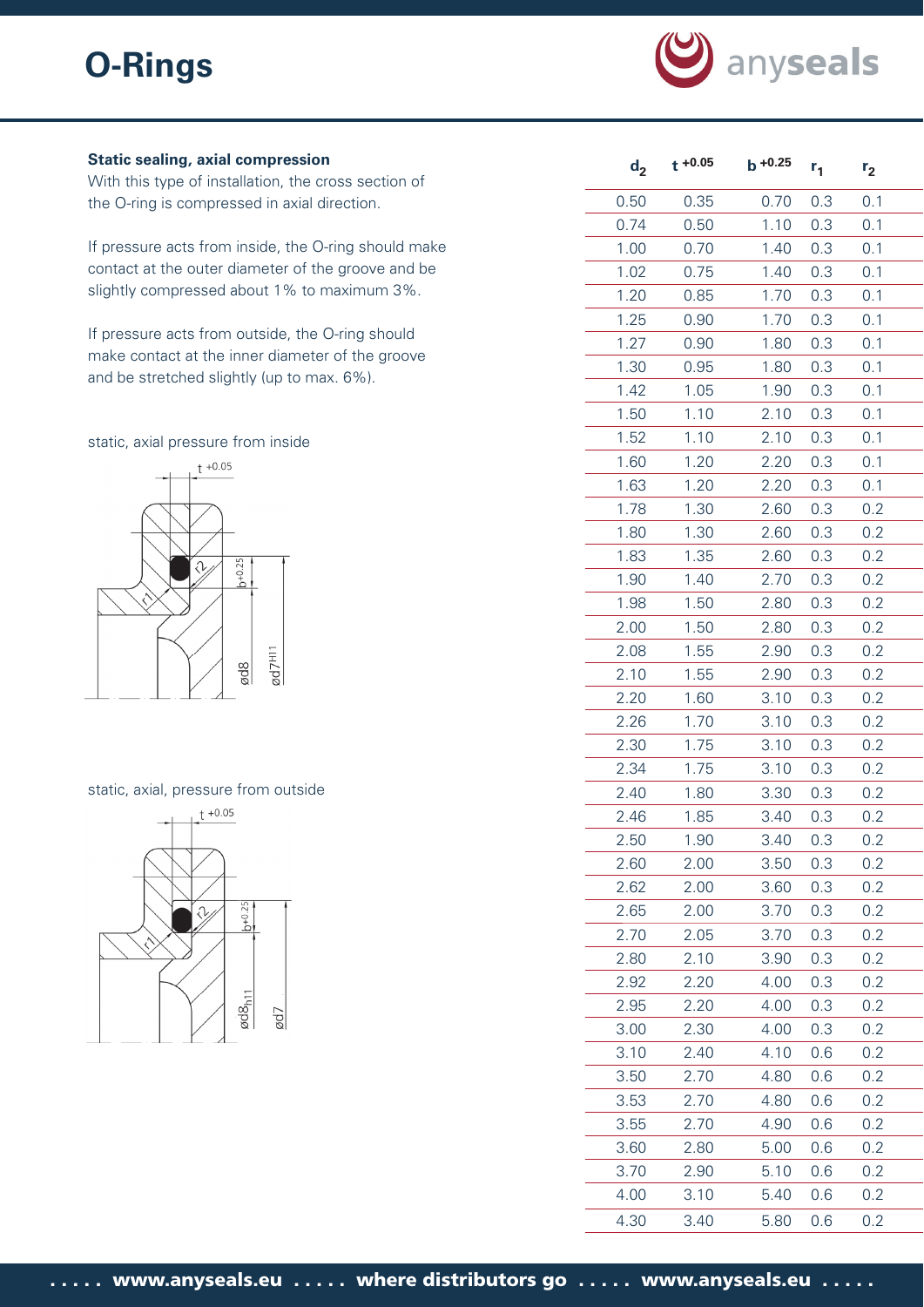# O-Rings

### Static sealing, axial compression

With this type of installation, the cross section of the O-ring is compressed in axial direction.

If pressure acts from inside, the O-ring should make contact at the outer diameter of the groove and be slightly compressed about 1% to maximum 3%.

If pressure acts from outside, the O-ring should make contact at the inner diameter of the groove and be stretched slightly (up to max. 6%).

static, axial pressure from inside

static, axial, pressure from outside

| $d_2$ | $t^{+0.05}$ | $b^{+0.25}$ | $r_1$ | $r_2$ |
|---|---|---|---|---|
| 0.50 | 0.35 | 0.70 | 0.3 | 0.1 |
| 0.74 | 0.50 | 1.10 | 0.3 | 0.1 |
| 1.00 | 0.70 | 1.40 | 0.3 | 0.1 |
| 1.02 | 0.75 | 1.40 | 0.3 | 0.1 |
| 1.20 | 0.85 | 1.70 | 0.3 | 0.1 |
| 1.25 | 0.90 | 1.70 | 0.3 | 0.1 |
| 1.27 | 0.90 | 1.80 | 0.3 | 0.1 |
| 1.30 | 0.95 | 1.80 | 0.3 | 0.1 |
| 1.42 | 1.05 | 1.90 | 0.3 | 0.1 |
| 1.50 | 1.10 | 2.10 | 0.3 | 0.1 |
| 1.52 | 1.10 | 2.10 | 0.3 | 0.1 |
| 1.60 | 1.20 | 2.20 | 0.3 | 0.1 |
| 1.63 | 1.20 | 2.20 | 0.3 | 0.1 |
| 1.78 | 1.30 | 2.60 | 0.3 | 0.2 |
| 1.80 | 1.30 | 2.60 | 0.3 | 0.2 |
| 1.83 | 1.35 | 2.60 | 0.3 | 0.2 |
| 1.90 | 1.40 | 2.70 | 0.3 | 0.2 |
| 1.98 | 1.50 | 2.80 | 0.3 | 0.2 |
| 2.00 | 1.50 | 2.80 | 0.3 | 0.2 |
| 2.08 | 1.55 | 2.90 | 0.3 | 0.2 |
| 2.10 | 1.55 | 2.90 | 0.3 | 0.2 |
| 2.20 | 1.60 | 3.10 | 0.3 | 0.2 |
| 2.26 | 1.70 | 3.10 | 0.3 | 0.2 |
| 2.30 | 1.75 | 3.10 | 0.3 | 0.2 |
| 2.34 | 1.75 | 3.10 | 0.3 | 0.2 |
| 2.40 | 1.80 | 3.30 | 0.3 | 0.2 |
| 2.46 | 1.85 | 3.40 | 0.3 | 0.2 |
| 2.50 | 1.90 | 3.40 | 0.3 | 0.2 |
| 2.60 | 2.00 | 3.50 | 0.3 | 0.2 |
| 2.62 | 2.00 | 3.60 | 0.3 | 0.2 |
| 2.65 | 2.00 | 3.70 | 0.3 | 0.2 |
| 2.70 | 2.05 | 3.70 | 0.3 | 0.2 |
| 2.80 | 2.10 | 3.90 | 0.3 | 0.2 |
| 2.92 | 2.20 | 4.00 | 0.3 | 0.2 |
| 2.95 | 2.20 | 4.00 | 0.3 | 0.2 |
| 3.00 | 2.30 | 4.00 | 0.3 | 0.2 |
| 3.10 | 2.40 | 4.10 | 0.6 | 0.2 |
| 3.50 | 2.70 | 4.80 | 0.6 | 0.2 |
| 3.53 | 2.70 | 4.80 | 0.6 | 0.2 |
| 3.55 | 2.70 | 4.90 | 0.6 | 0.2 |
| 3.60 | 2.80 | 5.00 | 0.6 | 0.2 |
| 3.70 | 2.90 | 5.10 | 0.6 | 0.2 |
| 4.00 | 3.10 | 5.40 | 0.6 | 0.2 |
| 4.30 | 3.40 | 5.80 | 0.6 | 0.2 |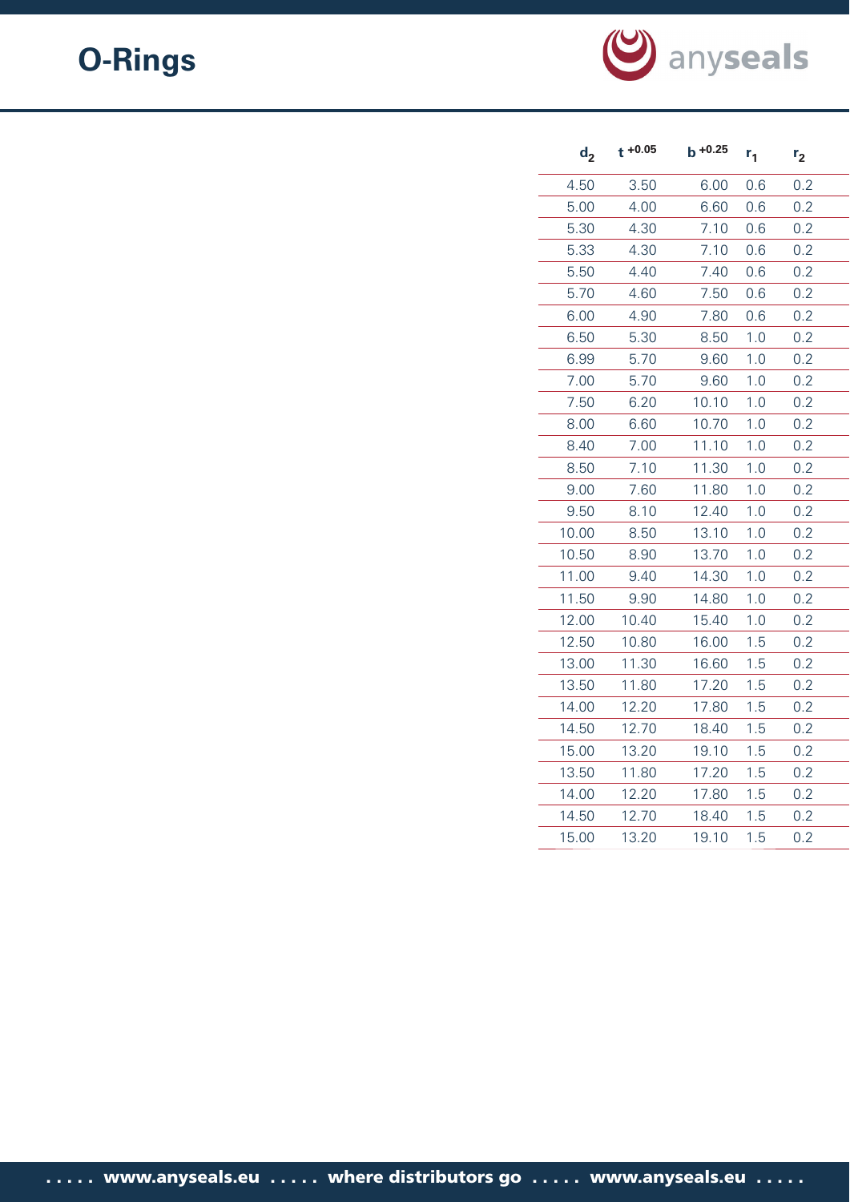# O-Rings

| $d_2$ | $t^{+0.05}$ | $b^{+0.25}$ | $r_1$ | $r_2$ |
|---|---|---|---|---|
| 4.50 | 3.50 | 6.00 | 0.6 | 0.2 |
| 5.00 | 4.00 | 6.60 | 0.6 | 0.2 |
| 5.30 | 4.30 | 7.10 | 0.6 | 0.2 |
| 5.33 | 4.30 | 7.10 | 0.6 | 0.2 |
| 5.50 | 4.40 | 7.40 | 0.6 | 0.2 |
| 5.70 | 4.60 | 7.50 | 0.6 | 0.2 |
| 6.00 | 4.90 | 7.80 | 0.6 | 0.2 |
| 6.50 | 5.30 | 8.50 | 1.0 | 0.2 |
| 6.99 | 5.70 | 9.60 | 1.0 | 0.2 |
| 7.00 | 5.70 | 9.60 | 1.0 | 0.2 |
| 7.50 | 6.20 | 10.10 | 1.0 | 0.2 |
| 8.00 | 6.60 | 10.70 | 1.0 | 0.2 |
| 8.40 | 7.00 | 11.10 | 1.0 | 0.2 |
| 8.50 | 7.10 | 11.30 | 1.0 | 0.2 |
| 9.00 | 7.60 | 11.80 | 1.0 | 0.2 |
| 9.50 | 8.10 | 12.40 | 1.0 | 0.2 |
| 10.00 | 8.50 | 13.10 | 1.0 | 0.2 |
| 10.50 | 8.90 | 13.70 | 1.0 | 0.2 |
| 11.00 | 9.40 | 14.30 | 1.0 | 0.2 |
| 11.50 | 9.90 | 14.80 | 1.0 | 0.2 |
| 12.00 | 10.40 | 15.40 | 1.0 | 0.2 |
| 12.50 | 10.80 | 16.00 | 1.5 | 0.2 |
| 13.00 | 11.30 | 16.60 | 1.5 | 0.2 |
| 13.50 | 11.80 | 17.20 | 1.5 | 0.2 |
| 14.00 | 12.20 | 17.80 | 1.5 | 0.2 |
| 14.50 | 12.70 | 18.40 | 1.5 | 0.2 |
| 15.00 | 13.20 | 19.10 | 1.5 | 0.2 |
| 13.50 | 11.80 | 17.20 | 1.5 | 0.2 |
| 14.00 | 12.20 | 17.80 | 1.5 | 0.2 |
| 14.50 | 12.70 | 18.40 | 1.5 | 0.2 |
| 15.00 | 13.20 | 19.10 | 1.5 | 0.2 |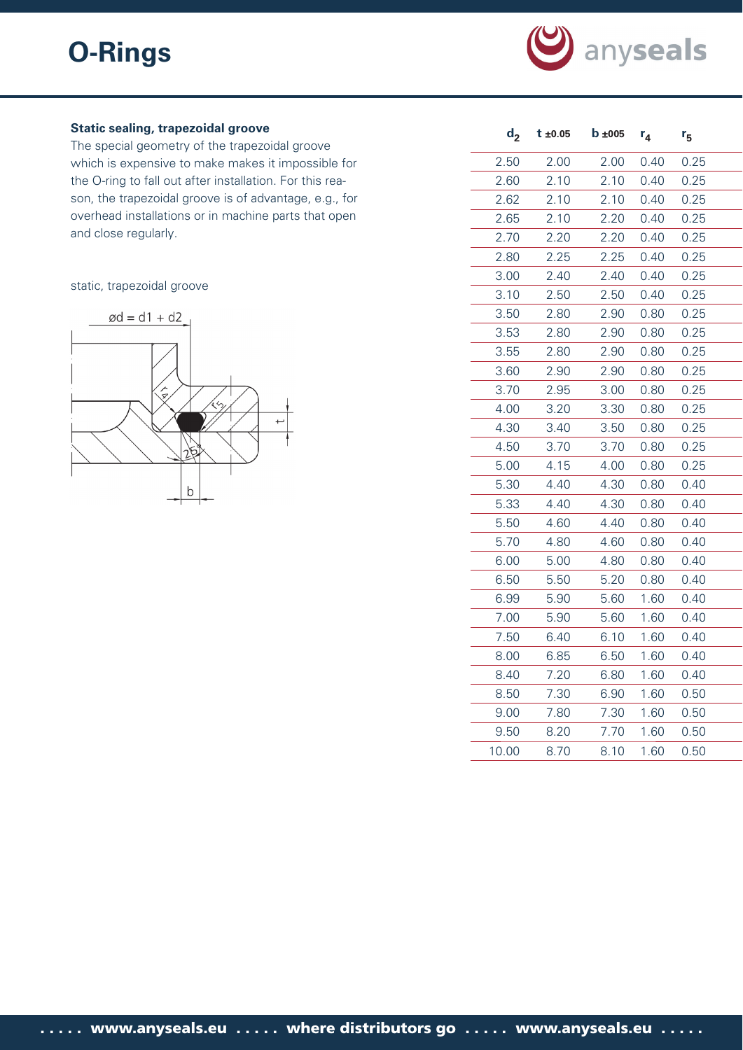# O-Rings

### Static sealing, trapezoidal groove

The special geometry of the trapezoidal groove which is expensive to make makes it impossible for the O-ring to fall out after installation. For this reason, the trapezoidal groove is of advantage, e.g., for overhead installations or in machine parts that open and close regularly.

static, trapezoidal groove

ød = d1 + d2

r4, r5, 25°, t, b

| $d_2$ | t ±0.05 | b ±005 | $r_4$ | $r_5$ |
|---|---|---|---|---|
| 2.50 | 2.00 | 2.00 | 0.40 | 0.25 |
| 2.60 | 2.10 | 2.10 | 0.40 | 0.25 |
| 2.62 | 2.10 | 2.10 | 0.40 | 0.25 |
| 2.65 | 2.10 | 2.20 | 0.40 | 0.25 |
| 2.70 | 2.20 | 2.20 | 0.40 | 0.25 |
| 2.80 | 2.25 | 2.25 | 0.40 | 0.25 |
| 3.00 | 2.40 | 2.40 | 0.40 | 0.25 |
| 3.10 | 2.50 | 2.50 | 0.40 | 0.25 |
| 3.50 | 2.80 | 2.90 | 0.80 | 0.25 |
| 3.53 | 2.80 | 2.90 | 0.80 | 0.25 |
| 3.55 | 2.80 | 2.90 | 0.80 | 0.25 |
| 3.60 | 2.90 | 2.90 | 0.80 | 0.25 |
| 3.70 | 2.95 | 3.00 | 0.80 | 0.25 |
| 4.00 | 3.20 | 3.30 | 0.80 | 0.25 |
| 4.30 | 3.40 | 3.50 | 0.80 | 0.25 |
| 4.50 | 3.70 | 3.70 | 0.80 | 0.25 |
| 5.00 | 4.15 | 4.00 | 0.80 | 0.25 |
| 5.30 | 4.40 | 4.30 | 0.80 | 0.40 |
| 5.33 | 4.40 | 4.30 | 0.80 | 0.40 |
| 5.50 | 4.60 | 4.40 | 0.80 | 0.40 |
| 5.70 | 4.80 | 4.60 | 0.80 | 0.40 |
| 6.00 | 5.00 | 4.80 | 0.80 | 0.40 |
| 6.50 | 5.50 | 5.20 | 0.80 | 0.40 |
| 6.99 | 5.90 | 5.60 | 1.60 | 0.40 |
| 7.00 | 5.90 | 5.60 | 1.60 | 0.40 |
| 7.50 | 6.40 | 6.10 | 1.60 | 0.40 |
| 8.00 | 6.85 | 6.50 | 1.60 | 0.40 |
| 8.40 | 7.20 | 6.80 | 1.60 | 0.40 |
| 8.50 | 7.30 | 6.90 | 1.60 | 0.50 |
| 9.00 | 7.80 | 7.30 | 1.60 | 0.50 |
| 9.50 | 8.20 | 7.70 | 1.60 | 0.50 |
| 10.00 | 8.70 | 8.10 | 1.60 | 0.50 |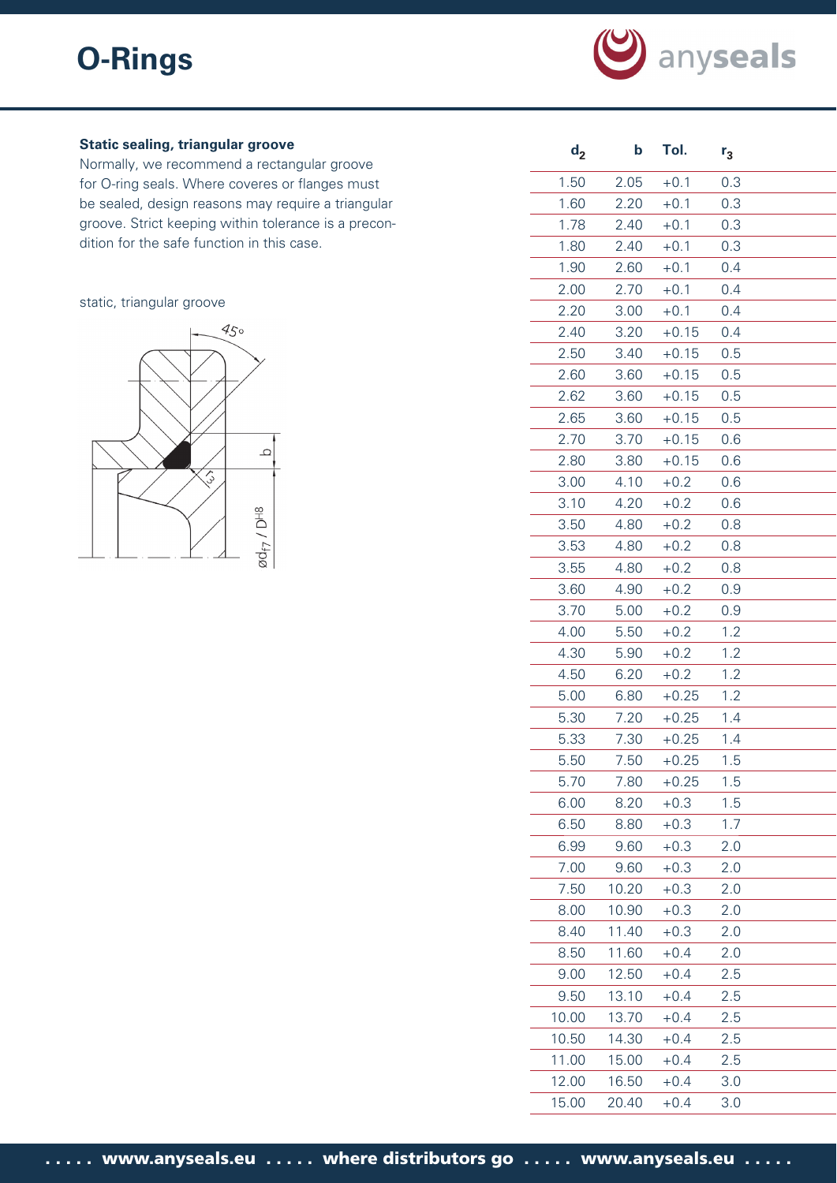# O-Rings

### Static sealing, triangular groove

Normally, we recommend a rectangular groove for O-ring seals. Where coveres or flanges must be sealed, design reasons may require a triangular groove. Strict keeping within tolerance is a precondition for the safe function in this case.

static, triangular groove

| $d_2$ | b | Tol. | $r_3$ |
|---|---|---|---|
| 1.50 | 2.05 | +0.1 | 0.3 |
| 1.60 | 2.20 | +0.1 | 0.3 |
| 1.78 | 2.40 | +0.1 | 0.3 |
| 1.80 | 2.40 | +0.1 | 0.3 |
| 1.90 | 2.60 | +0.1 | 0.4 |
| 2.00 | 2.70 | +0.1 | 0.4 |
| 2.20 | 3.00 | +0.1 | 0.4 |
| 2.40 | 3.20 | +0.15 | 0.4 |
| 2.50 | 3.40 | +0.15 | 0.5 |
| 2.60 | 3.60 | +0.15 | 0.5 |
| 2.62 | 3.60 | +0.15 | 0.5 |
| 2.65 | 3.60 | +0.15 | 0.5 |
| 2.70 | 3.70 | +0.15 | 0.6 |
| 2.80 | 3.80 | +0.15 | 0.6 |
| 3.00 | 4.10 | +0.2 | 0.6 |
| 3.10 | 4.20 | +0.2 | 0.6 |
| 3.50 | 4.80 | +0.2 | 0.8 |
| 3.53 | 4.80 | +0.2 | 0.8 |
| 3.55 | 4.80 | +0.2 | 0.8 |
| 3.60 | 4.90 | +0.2 | 0.9 |
| 3.70 | 5.00 | +0.2 | 0.9 |
| 4.00 | 5.50 | +0.2 | 1.2 |
| 4.30 | 5.90 | +0.2 | 1.2 |
| 4.50 | 6.20 | +0.2 | 1.2 |
| 5.00 | 6.80 | +0.25 | 1.2 |
| 5.30 | 7.20 | +0.25 | 1.4 |
| 5.33 | 7.30 | +0.25 | 1.4 |
| 5.50 | 7.50 | +0.25 | 1.5 |
| 5.70 | 7.80 | +0.25 | 1.5 |
| 6.00 | 8.20 | +0.3 | 1.5 |
| 6.50 | 8.80 | +0.3 | 1.7 |
| 6.99 | 9.60 | +0.3 | 2.0 |
| 7.00 | 9.60 | +0.3 | 2.0 |
| 7.50 | 10.20 | +0.3 | 2.0 |
| 8.00 | 10.90 | +0.3 | 2.0 |
| 8.40 | 11.40 | +0.3 | 2.0 |
| 8.50 | 11.60 | +0.4 | 2.0 |
| 9.00 | 12.50 | +0.4 | 2.5 |
| 9.50 | 13.10 | +0.4 | 2.5 |
| 10.00 | 13.70 | +0.4 | 2.5 |
| 10.50 | 14.30 | +0.4 | 2.5 |
| 11.00 | 15.00 | +0.4 | 2.5 |
| 12.00 | 16.50 | +0.4 | 3.0 |
| 15.00 | 20.40 | +0.4 | 3.0 |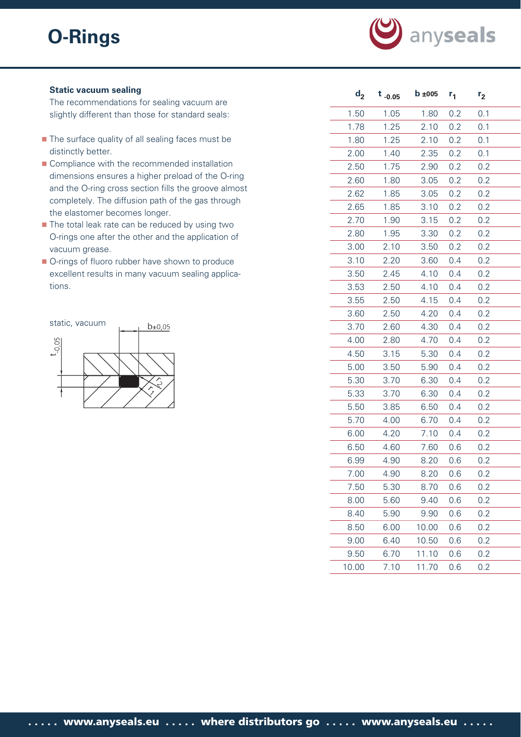# O-Rings

### Static vacuum sealing

The recommendations for sealing vacuum are slightly different than those for standard seals:

- The surface quality of all sealing faces must be distinctly better.
- Compliance with the recommended installation dimensions ensures a higher preload of the O-ring and the O-ring cross section fills the groove almost completely. The diffusion path of the gas through the elastomer becomes longer.
- The total leak rate can be reduced by using two O-rings one after the other and the application of vacuum grease.
- O-rings of fluoro rubber have shown to produce excellent results in many vacuum sealing applications.

static, vacuum

| $d_2$ | $t_{-0.05}$ | $b_{\pm 005}$ | $r_1$ | $r_2$ |
|---|---|---|---|---|
| 1.50 | 1.05 | 1.80 | 0.2 | 0.1 |
| 1.78 | 1.25 | 2.10 | 0.2 | 0.1 |
| 1.80 | 1.25 | 2.10 | 0.2 | 0.1 |
| 2.00 | 1.40 | 2.35 | 0.2 | 0.1 |
| 2.50 | 1.75 | 2.90 | 0.2 | 0.2 |
| 2.60 | 1.80 | 3.05 | 0.2 | 0.2 |
| 2.62 | 1.85 | 3.05 | 0.2 | 0.2 |
| 2.65 | 1.85 | 3.10 | 0.2 | 0.2 |
| 2.70 | 1.90 | 3.15 | 0.2 | 0.2 |
| 2.80 | 1.95 | 3.30 | 0.2 | 0.2 |
| 3.00 | 2.10 | 3.50 | 0.2 | 0.2 |
| 3.10 | 2.20 | 3.60 | 0.4 | 0.2 |
| 3.50 | 2.45 | 4.10 | 0.4 | 0.2 |
| 3.53 | 2.50 | 4.10 | 0.4 | 0.2 |
| 3.55 | 2.50 | 4.15 | 0.4 | 0.2 |
| 3.60 | 2.50 | 4.20 | 0.4 | 0.2 |
| 3.70 | 2.60 | 4.30 | 0.4 | 0.2 |
| 4.00 | 2.80 | 4.70 | 0.4 | 0.2 |
| 4.50 | 3.15 | 5.30 | 0.4 | 0.2 |
| 5.00 | 3.50 | 5.90 | 0.4 | 0.2 |
| 5.30 | 3.70 | 6.30 | 0.4 | 0.2 |
| 5.33 | 3.70 | 6.30 | 0.4 | 0.2 |
| 5.50 | 3.85 | 6.50 | 0.4 | 0.2 |
| 5.70 | 4.00 | 6.70 | 0.4 | 0.2 |
| 6.00 | 4.20 | 7.10 | 0.4 | 0.2 |
| 6.50 | 4.60 | 7.60 | 0.6 | 0.2 |
| 6.99 | 4.90 | 8.20 | 0.6 | 0.2 |
| 7.00 | 4.90 | 8.20 | 0.6 | 0.2 |
| 7.50 | 5.30 | 8.70 | 0.6 | 0.2 |
| 8.00 | 5.60 | 9.40 | 0.6 | 0.2 |
| 8.40 | 5.90 | 9.90 | 0.6 | 0.2 |
| 8.50 | 6.00 | 10.00 | 0.6 | 0.2 |
| 9.00 | 6.40 | 10.50 | 0.6 | 0.2 |
| 9.50 | 6.70 | 11.10 | 0.6 | 0.2 |
| 10.00 | 7.10 | 11.70 | 0.6 | 0.2 |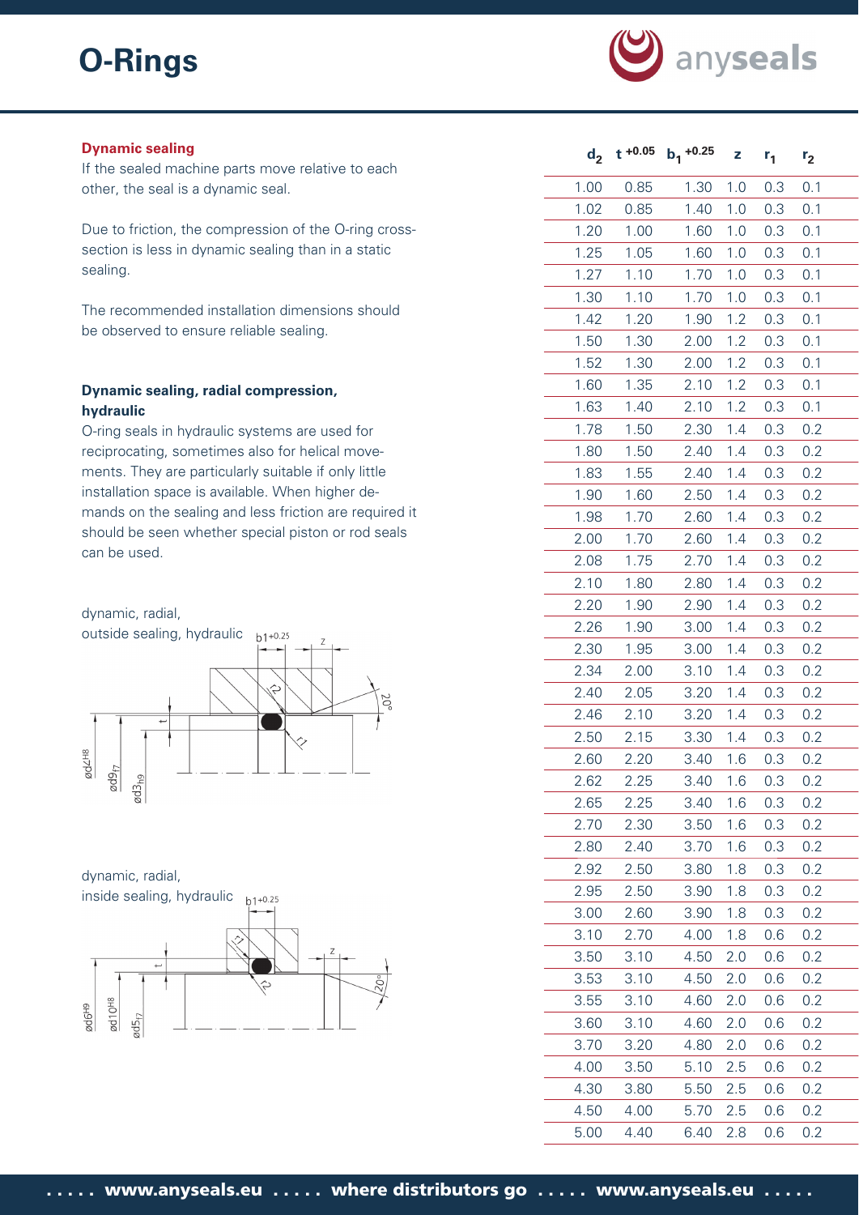# O-Rings

### Dynamic sealing

If the sealed machine parts move relative to each other, the seal is a dynamic seal.

Due to friction, the compression of the O-ring cross-section is less in dynamic sealing than in a static sealing.

The recommended installation dimensions should be observed to ensure reliable sealing.

### Dynamic sealing, radial compression, hydraulic

O-ring seals in hydraulic systems are used for reciprocating, sometimes also for helical movements. They are particularly suitable if only little installation space is available. When higher demands on the sealing and less friction are required it should be seen whether special piston or rod seals can be used.

dynamic, radial,
outside sealing, hydraulic

dynamic, radial,
inside sealing, hydraulic

| $d_2$ | $t^{+0.05}$ | $b_1^{+0.25}$ | z | $r_1$ | $r_2$ |
|---|---|---|---|---|---|
| 1.00 | 0.85 | 1.30 | 1.0 | 0.3 | 0.1 |
| 1.02 | 0.85 | 1.40 | 1.0 | 0.3 | 0.1 |
| 1.20 | 1.00 | 1.60 | 1.0 | 0.3 | 0.1 |
| 1.25 | 1.05 | 1.60 | 1.0 | 0.3 | 0.1 |
| 1.27 | 1.10 | 1.70 | 1.0 | 0.3 | 0.1 |
| 1.30 | 1.10 | 1.70 | 1.0 | 0.3 | 0.1 |
| 1.42 | 1.20 | 1.90 | 1.2 | 0.3 | 0.1 |
| 1.50 | 1.30 | 2.00 | 1.2 | 0.3 | 0.1 |
| 1.52 | 1.30 | 2.00 | 1.2 | 0.3 | 0.1 |
| 1.60 | 1.35 | 2.10 | 1.2 | 0.3 | 0.1 |
| 1.63 | 1.40 | 2.10 | 1.2 | 0.3 | 0.1 |
| 1.78 | 1.50 | 2.30 | 1.4 | 0.3 | 0.2 |
| 1.80 | 1.50 | 2.40 | 1.4 | 0.3 | 0.2 |
| 1.83 | 1.55 | 2.40 | 1.4 | 0.3 | 0.2 |
| 1.90 | 1.60 | 2.50 | 1.4 | 0.3 | 0.2 |
| 1.98 | 1.70 | 2.60 | 1.4 | 0.3 | 0.2 |
| 2.00 | 1.70 | 2.60 | 1.4 | 0.3 | 0.2 |
| 2.08 | 1.75 | 2.70 | 1.4 | 0.3 | 0.2 |
| 2.10 | 1.80 | 2.80 | 1.4 | 0.3 | 0.2 |
| 2.20 | 1.90 | 2.90 | 1.4 | 0.3 | 0.2 |
| 2.26 | 1.90 | 3.00 | 1.4 | 0.3 | 0.2 |
| 2.30 | 1.95 | 3.00 | 1.4 | 0.3 | 0.2 |
| 2.34 | 2.00 | 3.10 | 1.4 | 0.3 | 0.2 |
| 2.40 | 2.05 | 3.20 | 1.4 | 0.3 | 0.2 |
| 2.46 | 2.10 | 3.20 | 1.4 | 0.3 | 0.2 |
| 2.50 | 2.15 | 3.30 | 1.4 | 0.3 | 0.2 |
| 2.60 | 2.20 | 3.40 | 1.6 | 0.3 | 0.2 |
| 2.62 | 2.25 | 3.40 | 1.6 | 0.3 | 0.2 |
| 2.65 | 2.25 | 3.40 | 1.6 | 0.3 | 0.2 |
| 2.70 | 2.30 | 3.50 | 1.6 | 0.3 | 0.2 |
| 2.80 | 2.40 | 3.70 | 1.6 | 0.3 | 0.2 |
| 2.92 | 2.50 | 3.80 | 1.8 | 0.3 | 0.2 |
| 2.95 | 2.50 | 3.90 | 1.8 | 0.3 | 0.2 |
| 3.00 | 2.60 | 3.90 | 1.8 | 0.3 | 0.2 |
| 3.10 | 2.70 | 4.00 | 1.8 | 0.6 | 0.2 |
| 3.50 | 3.10 | 4.50 | 2.0 | 0.6 | 0.2 |
| 3.53 | 3.10 | 4.50 | 2.0 | 0.6 | 0.2 |
| 3.55 | 3.10 | 4.60 | 2.0 | 0.6 | 0.2 |
| 3.60 | 3.10 | 4.60 | 2.0 | 0.6 | 0.2 |
| 3.70 | 3.20 | 4.80 | 2.0 | 0.6 | 0.2 |
| 4.00 | 3.50 | 5.10 | 2.5 | 0.6 | 0.2 |
| 4.30 | 3.80 | 5.50 | 2.5 | 0.6 | 0.2 |
| 4.50 | 4.00 | 5.70 | 2.5 | 0.6 | 0.2 |
| 5.00 | 4.40 | 6.40 | 2.8 | 0.6 | 0.2 |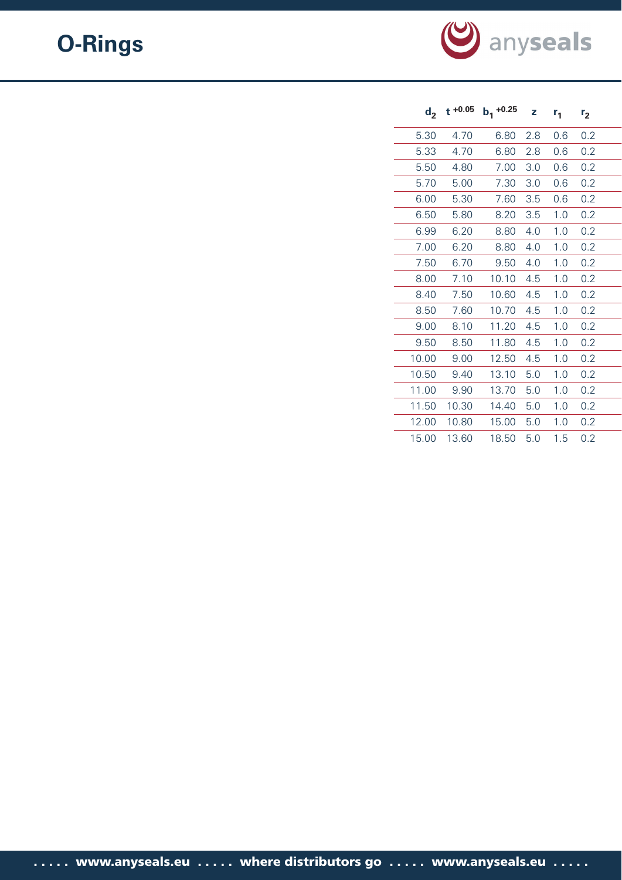# O-Rings

| $d_2$ | $t^{+0.05}$ | $b_1^{+0.25}$ | z | $r_1$ | $r_2$ |
|---|---|---|---|---|---|
| 5.30 | 4.70 | 6.80 | 2.8 | 0.6 | 0.2 |
| 5.33 | 4.70 | 6.80 | 2.8 | 0.6 | 0.2 |
| 5.50 | 4.80 | 7.00 | 3.0 | 0.6 | 0.2 |
| 5.70 | 5.00 | 7.30 | 3.0 | 0.6 | 0.2 |
| 6.00 | 5.30 | 7.60 | 3.5 | 0.6 | 0.2 |
| 6.50 | 5.80 | 8.20 | 3.5 | 1.0 | 0.2 |
| 6.99 | 6.20 | 8.80 | 4.0 | 1.0 | 0.2 |
| 7.00 | 6.20 | 8.80 | 4.0 | 1.0 | 0.2 |
| 7.50 | 6.70 | 9.50 | 4.0 | 1.0 | 0.2 |
| 8.00 | 7.10 | 10.10 | 4.5 | 1.0 | 0.2 |
| 8.40 | 7.50 | 10.60 | 4.5 | 1.0 | 0.2 |
| 8.50 | 7.60 | 10.70 | 4.5 | 1.0 | 0.2 |
| 9.00 | 8.10 | 11.20 | 4.5 | 1.0 | 0.2 |
| 9.50 | 8.50 | 11.80 | 4.5 | 1.0 | 0.2 |
| 10.00 | 9.00 | 12.50 | 4.5 | 1.0 | 0.2 |
| 10.50 | 9.40 | 13.10 | 5.0 | 1.0 | 0.2 |
| 11.00 | 9.90 | 13.70 | 5.0 | 1.0 | 0.2 |
| 11.50 | 10.30 | 14.40 | 5.0 | 1.0 | 0.2 |
| 12.00 | 10.80 | 15.00 | 5.0 | 1.0 | 0.2 |
| 15.00 | 13.60 | 18.50 | 5.0 | 1.5 | 0.2 |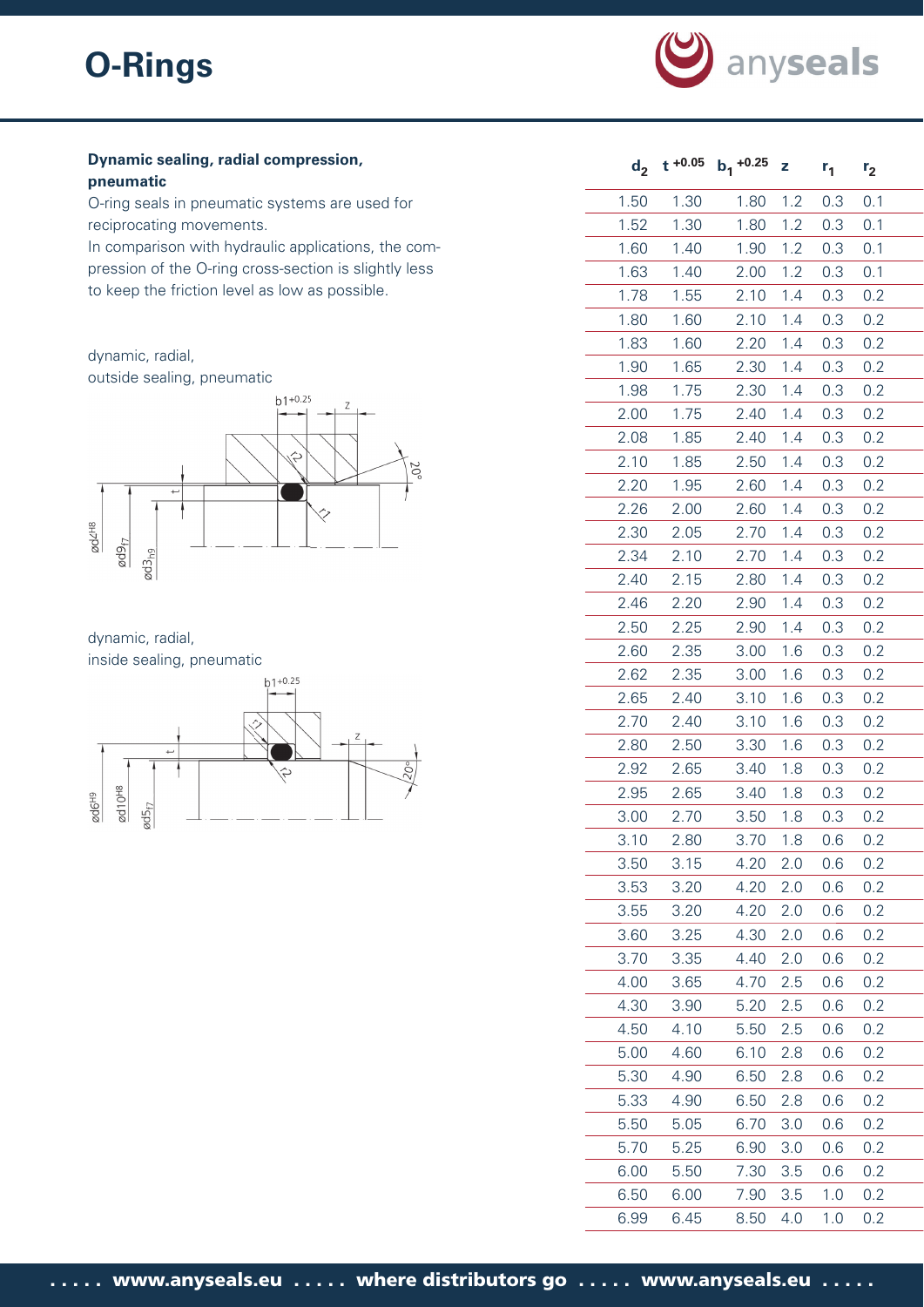# O-Rings

### Dynamic sealing, radial compression, pneumatic

O-ring seals in pneumatic systems are used for reciprocating movements.
In comparison with hydraulic applications, the compression of the O-ring cross-section is slightly less to keep the friction level as low as possible.

dynamic, radial,
outside sealing, pneumatic

dynamic, radial,
inside sealing, pneumatic

| $d_2$ | $t^{+0.05}$ | $b_1^{+0.25}$ | z | $r_1$ | $r_2$ |
|---|---|---|---|---|---|
| 1.50 | 1.30 | 1.80 | 1.2 | 0.3 | 0.1 |
| 1.52 | 1.30 | 1.80 | 1.2 | 0.3 | 0.1 |
| 1.60 | 1.40 | 1.90 | 1.2 | 0.3 | 0.1 |
| 1.63 | 1.40 | 2.00 | 1.2 | 0.3 | 0.1 |
| 1.78 | 1.55 | 2.10 | 1.4 | 0.3 | 0.2 |
| 1.80 | 1.60 | 2.10 | 1.4 | 0.3 | 0.2 |
| 1.83 | 1.60 | 2.20 | 1.4 | 0.3 | 0.2 |
| 1.90 | 1.65 | 2.30 | 1.4 | 0.3 | 0.2 |
| 1.98 | 1.75 | 2.30 | 1.4 | 0.3 | 0.2 |
| 2.00 | 1.75 | 2.40 | 1.4 | 0.3 | 0.2 |
| 2.08 | 1.85 | 2.40 | 1.4 | 0.3 | 0.2 |
| 2.10 | 1.85 | 2.50 | 1.4 | 0.3 | 0.2 |
| 2.20 | 1.95 | 2.60 | 1.4 | 0.3 | 0.2 |
| 2.26 | 2.00 | 2.60 | 1.4 | 0.3 | 0.2 |
| 2.30 | 2.05 | 2.70 | 1.4 | 0.3 | 0.2 |
| 2.34 | 2.10 | 2.70 | 1.4 | 0.3 | 0.2 |
| 2.40 | 2.15 | 2.80 | 1.4 | 0.3 | 0.2 |
| 2.46 | 2.20 | 2.90 | 1.4 | 0.3 | 0.2 |
| 2.50 | 2.25 | 2.90 | 1.4 | 0.3 | 0.2 |
| 2.60 | 2.35 | 3.00 | 1.6 | 0.3 | 0.2 |
| 2.62 | 2.35 | 3.00 | 1.6 | 0.3 | 0.2 |
| 2.65 | 2.40 | 3.10 | 1.6 | 0.3 | 0.2 |
| 2.70 | 2.40 | 3.10 | 1.6 | 0.3 | 0.2 |
| 2.80 | 2.50 | 3.30 | 1.6 | 0.3 | 0.2 |
| 2.92 | 2.65 | 3.40 | 1.8 | 0.3 | 0.2 |
| 2.95 | 2.65 | 3.40 | 1.8 | 0.3 | 0.2 |
| 3.00 | 2.70 | 3.50 | 1.8 | 0.3 | 0.2 |
| 3.10 | 2.80 | 3.70 | 1.8 | 0.6 | 0.2 |
| 3.50 | 3.15 | 4.20 | 2.0 | 0.6 | 0.2 |
| 3.53 | 3.20 | 4.20 | 2.0 | 0.6 | 0.2 |
| 3.55 | 3.20 | 4.20 | 2.0 | 0.6 | 0.2 |
| 3.60 | 3.25 | 4.30 | 2.0 | 0.6 | 0.2 |
| 3.70 | 3.35 | 4.40 | 2.0 | 0.6 | 0.2 |
| 4.00 | 3.65 | 4.70 | 2.5 | 0.6 | 0.2 |
| 4.30 | 3.90 | 5.20 | 2.5 | 0.6 | 0.2 |
| 4.50 | 4.10 | 5.50 | 2.5 | 0.6 | 0.2 |
| 5.00 | 4.60 | 6.10 | 2.8 | 0.6 | 0.2 |
| 5.30 | 4.90 | 6.50 | 2.8 | 0.6 | 0.2 |
| 5.33 | 4.90 | 6.50 | 2.8 | 0.6 | 0.2 |
| 5.50 | 5.05 | 6.70 | 3.0 | 0.6 | 0.2 |
| 5.70 | 5.25 | 6.90 | 3.0 | 0.6 | 0.2 |
| 6.00 | 5.50 | 7.30 | 3.5 | 0.6 | 0.2 |
| 6.50 | 6.00 | 7.90 | 3.5 | 1.0 | 0.2 |
| 6.99 | 6.45 | 8.50 | 4.0 | 1.0 | 0.2 |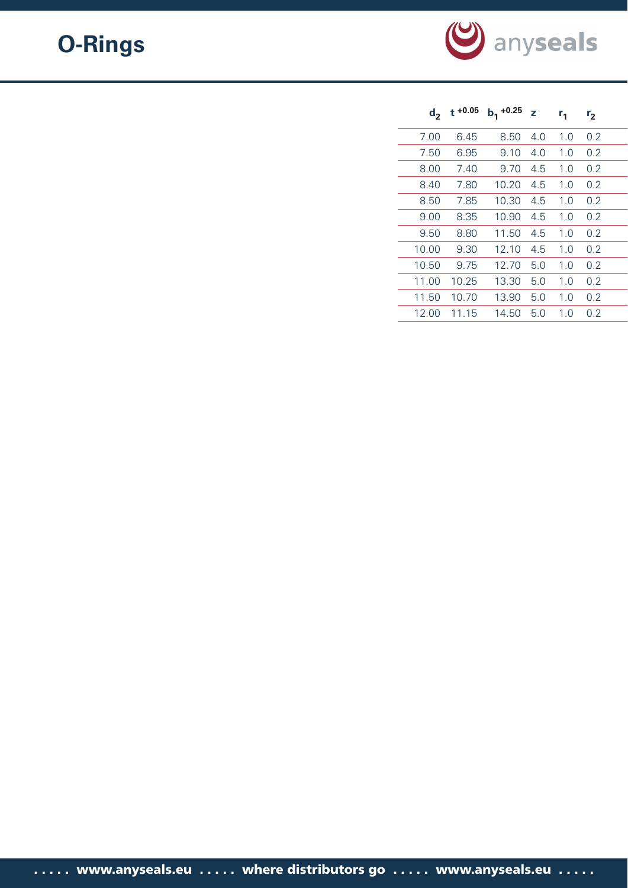# O-Rings

| $d_2$ | $t^{+0.05}$ | $b_1^{+0.25}$ | z | $r_1$ | $r_2$ |
|---|---|---|---|---|---|
| 7.00 | 6.45 | 8.50 | 4.0 | 1.0 | 0.2 |
| 7.50 | 6.95 | 9.10 | 4.0 | 1.0 | 0.2 |
| 8.00 | 7.40 | 9.70 | 4.5 | 1.0 | 0.2 |
| 8.40 | 7.80 | 10.20 | 4.5 | 1.0 | 0.2 |
| 8.50 | 7.85 | 10.30 | 4.5 | 1.0 | 0.2 |
| 9.00 | 8.35 | 10.90 | 4.5 | 1.0 | 0.2 |
| 9.50 | 8.80 | 11.50 | 4.5 | 1.0 | 0.2 |
| 10.00 | 9.30 | 12.10 | 4.5 | 1.0 | 0.2 |
| 10.50 | 9.75 | 12.70 | 5.0 | 1.0 | 0.2 |
| 11.00 | 10.25 | 13.30 | 5.0 | 1.0 | 0.2 |
| 11.50 | 10.70 | 13.90 | 5.0 | 1.0 | 0.2 |
| 12.00 | 11.15 | 14.50 | 5.0 | 1.0 | 0.2 |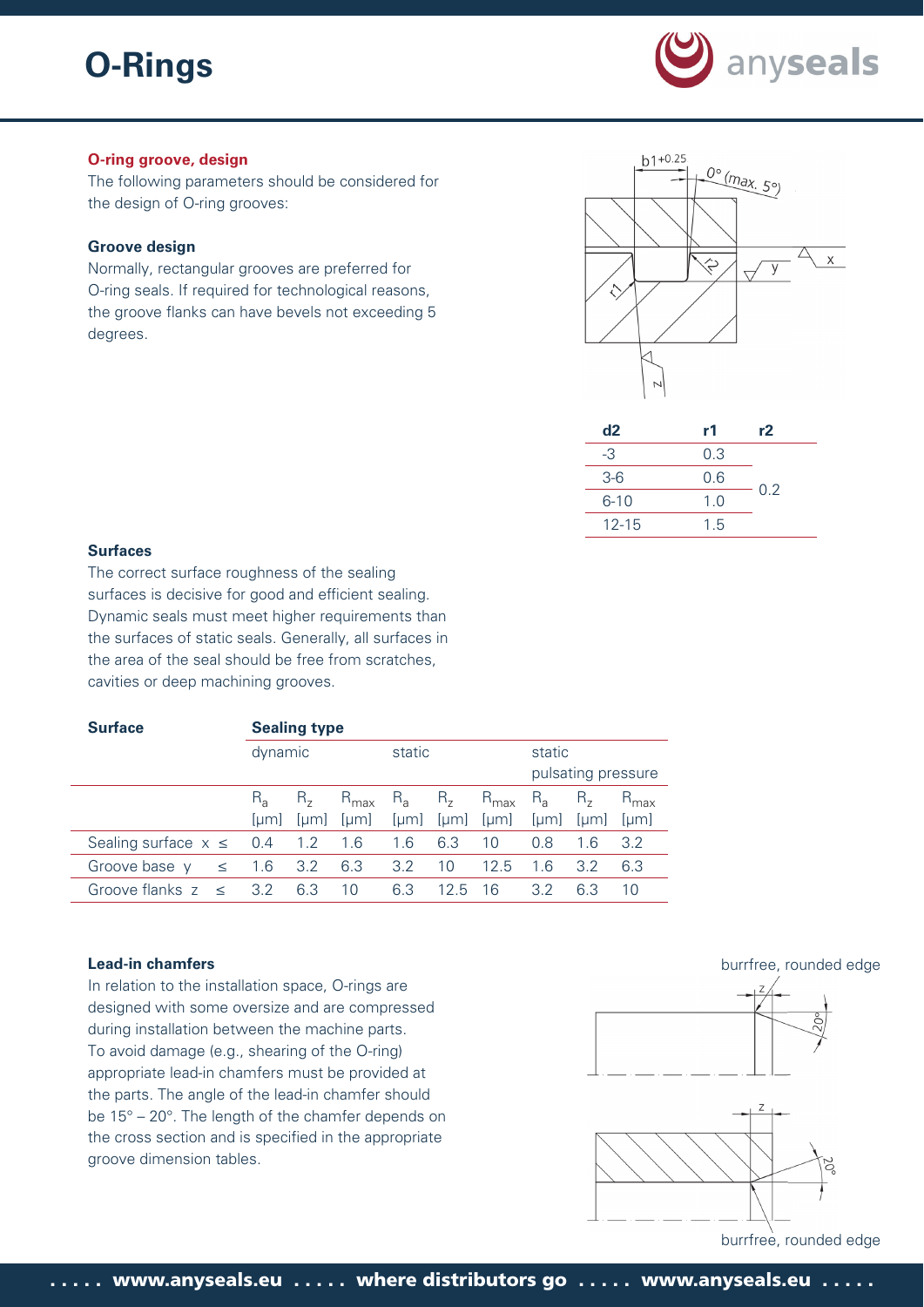# O-Rings

## O-ring groove, design

The following parameters should be considered for the design of O-ring grooves:

### Groove design

Normally, rectangular grooves are preferred for O-ring seals. If required for technological reasons, the groove flanks can have bevels not exceeding 5 degrees.

| d2 | r1 | r2 |
|---|---|---|
| -3 | 0.3 | 0.2 |
| 3-6 | 0.6 | |
| 6-10 | 1.0 | |
| 12-15 | 1.5 | |

### Surfaces

The correct surface roughness of the sealing surfaces is decisive for good and efficient sealing. Dynamic seals must meet higher requirements than the surfaces of static seals. Generally, all surfaces in the area of the seal should be free from scratches, cavities or deep machining grooves.

| Surface | Sealing type | | | | | | | | |
|---|---|---|---|---|---|---|---|---|---|
| | dynamic | | | static | | | static pulsating pressure | | |
| | $R_a$ [μm] | $R_z$ [μm] | $R_{max}$ [μm] | $R_a$ [μm] | $R_z$ [μm] | $R_{max}$ [μm] | $R_a$ [μm] | $R_z$ [μm] | $R_{max}$ [μm] |
| Sealing surface x ≤ | 0.4 | 1.2 | 1.6 | 1.6 | 6.3 | 10 | 0.8 | 1.6 | 3.2 |
| Groove base y ≤ | 1.6 | 3.2 | 6.3 | 3.2 | 10 | 12.5 | 1.6 | 3.2 | 6.3 |
| Groove flanks z ≤ | 3.2 | 6.3 | 10 | 6.3 | 12.5 | 16 | 3.2 | 6.3 | 10 |

### Lead-in chamfers

In relation to the installation space, O-rings are designed with some oversize and are compressed during installation between the machine parts. To avoid damage (e.g., shearing of the O-ring) appropriate lead-in chamfers must be provided at the parts. The angle of the lead-in chamfer should be 15° – 20°. The length of the chamfer depends on the cross section and is specified in the appropriate groove dimension tables.

burrfree, rounded edge

burrfree, rounded edge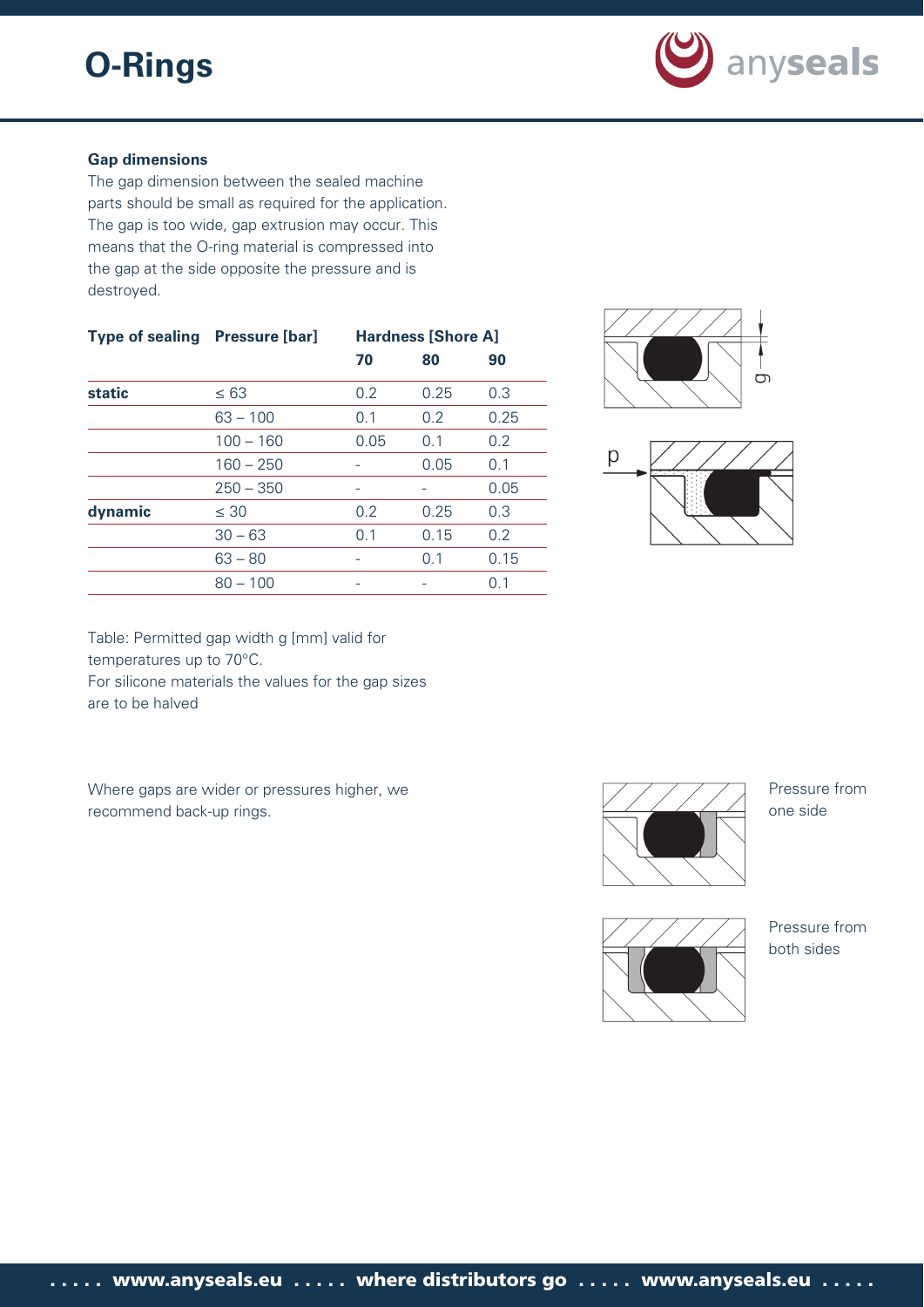# O-Rings

### Gap dimensions

The gap dimension between the sealed machine parts should be small as required for the application. The gap is too wide, gap extrusion may occur. This means that the O-ring material is compressed into the gap at the side opposite the pressure and is destroyed.

| Type of sealing | Pressure [bar] | Hardness [Shore A] | | |
|---|---|---|---|---|
| | | 70 | 80 | 90 |
| static | ≤ 63 | 0.2 | 0.25 | 0.3 |
| | 63 – 100 | 0.1 | 0.2 | 0.25 |
| | 100 – 160 | 0.05 | 0.1 | 0.2 |
| | 160 – 250 | - | 0.05 | 0.1 |
| | 250 – 350 | - | - | 0.05 |
| dynamic | ≤ 30 | 0.2 | 0.25 | 0.3 |
| | 30 – 63 | 0.1 | 0.15 | 0.2 |
| | 63 – 80 | - | 0.1 | 0.15 |
| | 80 – 100 | - | - | 0.1 |

Table: Permitted gap width g [mm] valid for temperatures up to 70°C.
For silicone materials the values for the gap sizes are to be halved

Where gaps are wider or pressures higher, we recommend back-up rings.

Pressure from one side

Pressure from both sides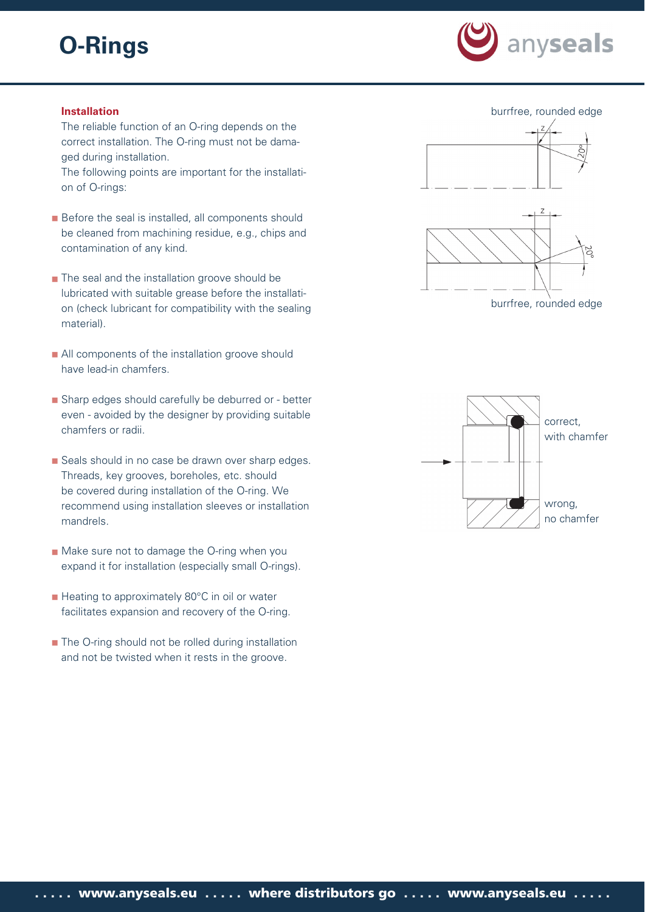# O-Rings

### Installation

The reliable function of an O-ring depends on the correct installation. The O-ring must not be damaged during installation.
The following points are important for the installation of O-rings:

- Before the seal is installed, all components should be cleaned from machining residue, e.g., chips and contamination of any kind.
- The seal and the installation groove should be lubricated with suitable grease before the installation (check lubricant for compatibility with the sealing material).
- All components of the installation groove should have lead-in chamfers.
- Sharp edges should carefully be deburred or - better even - avoided by the designer by providing suitable chamfers or radii.
- Seals should in no case be drawn over sharp edges. Threads, key grooves, boreholes, etc. should be covered during installation of the O-ring. We recommend using installation sleeves or installation mandrels.
- Make sure not to damage the O-ring when you expand it for installation (especially small O-rings).
- Heating to approximately 80°C in oil or water facilitates expansion and recovery of the O-ring.
- The O-ring should not be rolled during installation and not be twisted when it rests in the groove.

burrfree, rounded edge

z

20°

z

20°

burrfree, rounded edge

correct, with chamfer

wrong, no chamfer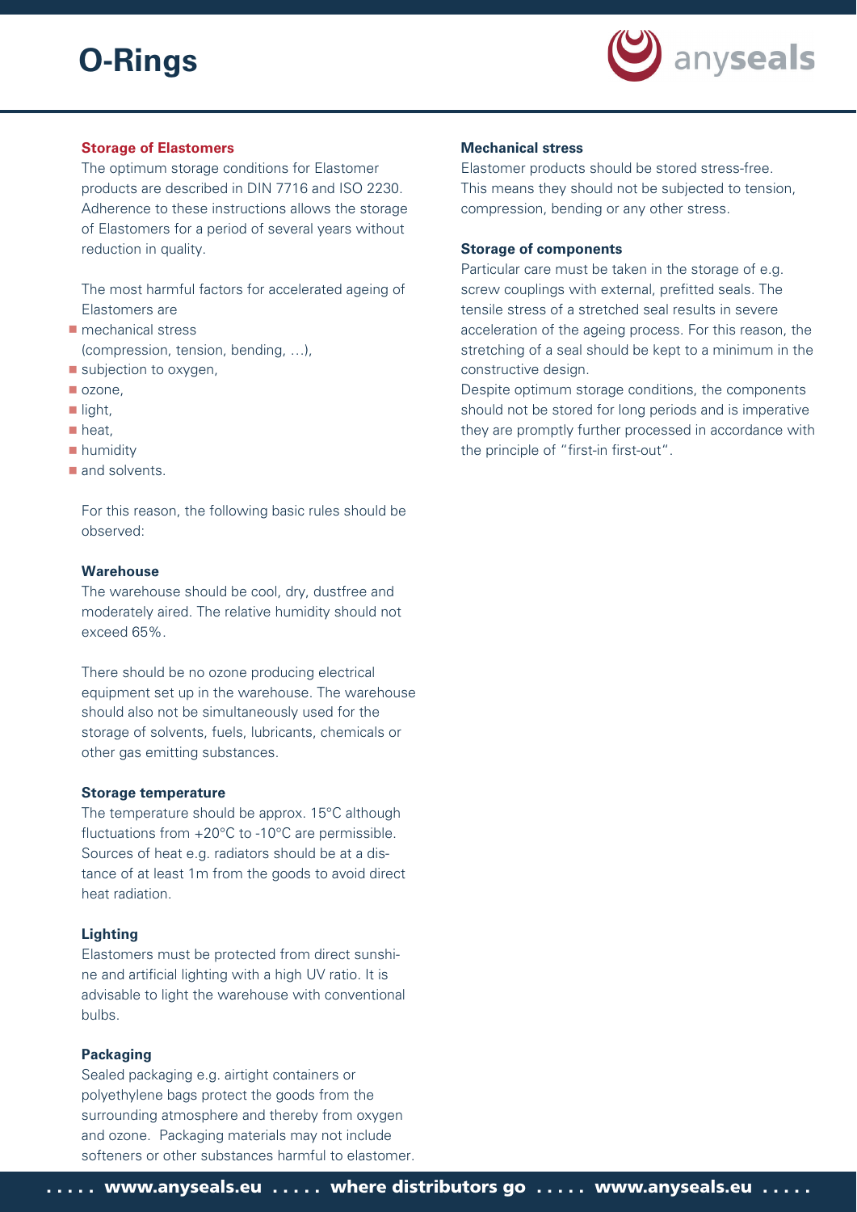# O-Rings

## Storage of Elastomers

The optimum storage conditions for Elastomer products are described in DIN 7716 and ISO 2230. Adherence to these instructions allows the storage of Elastomers for a period of several years without reduction in quality.

The most harmful factors for accelerated ageing of Elastomers are

- mechanical stress (compression, tension, bending, …),
- subjection to oxygen,
- ozone,
- light,
- heat,
- humidity
- and solvents.

For this reason, the following basic rules should be observed:

### Warehouse

The warehouse should be cool, dry, dustfree and moderately aired. The relative humidity should not exceed 65%.

There should be no ozone producing electrical equipment set up in the warehouse. The warehouse should also not be simultaneously used for the storage of solvents, fuels, lubricants, chemicals or other gas emitting substances.

### Storage temperature

The temperature should be approx. 15°C although fluctuations from +20°C to -10°C are permissible. Sources of heat e.g. radiators should be at a distance of at least 1m from the goods to avoid direct heat radiation.

### Lighting

Elastomers must be protected from direct sunshine and artificial lighting with a high UV ratio. It is advisable to light the warehouse with conventional bulbs.

### Packaging

Sealed packaging e.g. airtight containers or polyethylene bags protect the goods from the surrounding atmosphere and thereby from oxygen and ozone. Packaging materials may not include softeners or other substances harmful to elastomer.

### Mechanical stress

Elastomer products should be stored stress-free. This means they should not be subjected to tension, compression, bending or any other stress.

### Storage of components

Particular care must be taken in the storage of e.g. screw couplings with external, prefitted seals. The tensile stress of a stretched seal results in severe acceleration of the ageing process. For this reason, the stretching of a seal should be kept to a minimum in the constructive design.

Despite optimum storage conditions, the components should not be stored for long periods and is imperative they are promptly further processed in accordance with the principle of "first-in first-out".